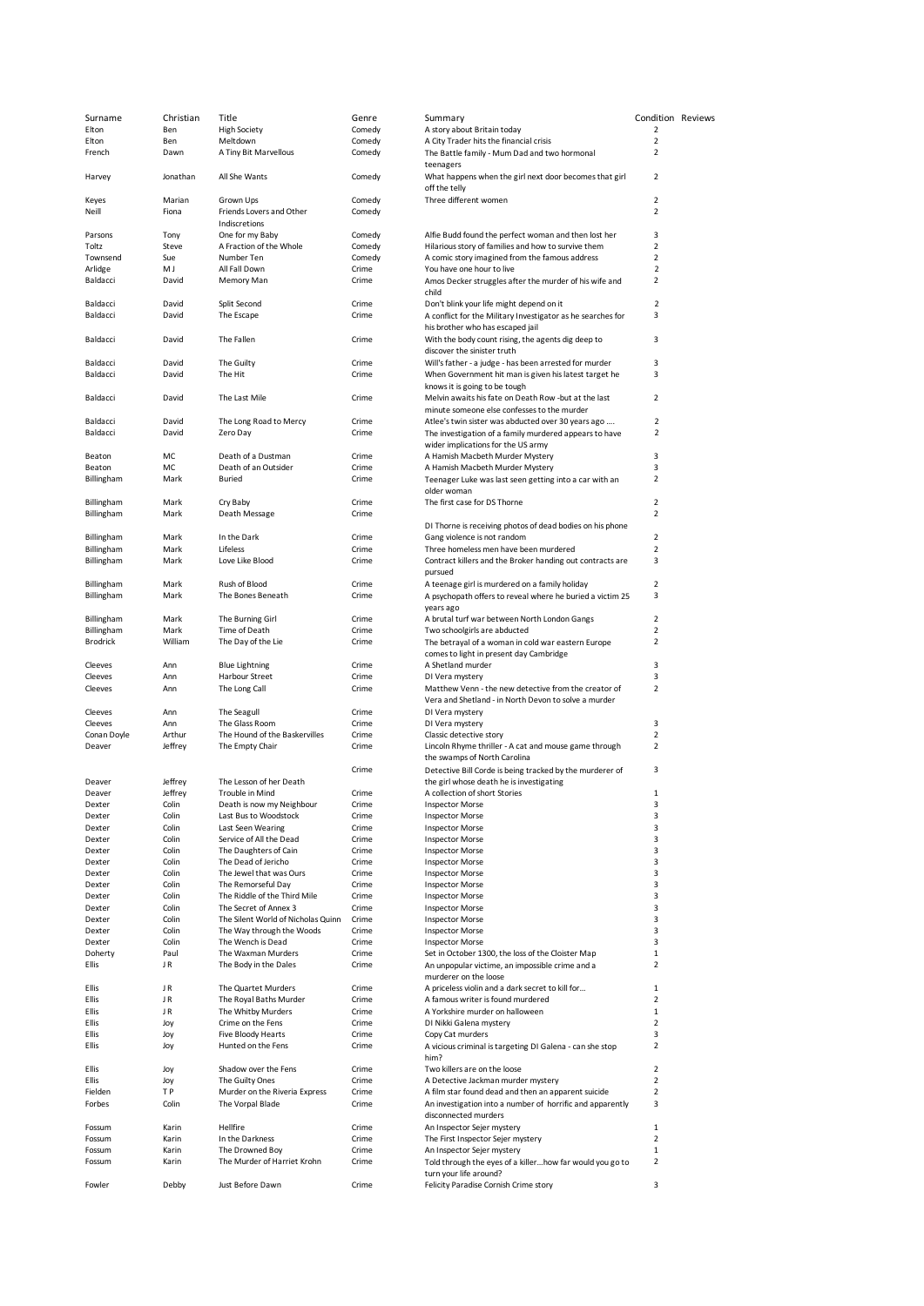| Surname | Christian | Title | Genre | Summary | Condition | Reviews |
| --- | --- | --- | --- | --- | --- | --- |
| Elton | Ben | High Society | Comedy | A story about Britain today | 2 | |
| Elton | Ben | Meltdown | Comedy | A City Trader hits the financial crisis | 2 | |
| French | Dawn | A Tiny Bit Marvellous | Comedy | The Battle family - Mum Dad and two hormonal teenagers | 2 | |
| Harvey | Jonathan | All She Wants | Comedy | What happens when the girl next door becomes that girl off the telly | 2 | |
| Keyes | Marian | Grown Ups | Comedy | Three different women | 2 | |
| Neill | Fiona | Friends Lovers and Other Indiscretions | Comedy | | 2 | |
| Parsons | Tony | One for my Baby | Comedy | Alfie Budd found the perfect woman and then lost her | 3 | |
| Toltz | Steve | A Fraction of the Whole | Comedy | Hilarious story of families and how to survive them | 2 | |
| Townsend | Sue | Number Ten | Comedy | A comic story imagined from the famous address | 2 | |
| Arlidge | M J | All Fall Down | Crime | You have one hour to live | 2 | |
| Baldacci | David | Memory Man | Crime | Amos Decker struggles after the murder of his wife and child | 2 | |
| Baldacci | David | Split Second | Crime | Don't blink your life might depend on it | 2 | |
| Baldacci | David | The Escape | Crime | A conflict for the Military Investigator as he searches for his brother who has escaped jail | 3 | |
| Baldacci | David | The Fallen | Crime | With the body count rising, the agents dig deep to discover the sinister truth | 3 | |
| Baldacci | David | The Guilty | Crime | Will's father - a judge - has been arrested for murder | 3 | |
| Baldacci | David | The Hit | Crime | When Government hit man is given his latest target he knows it is going to be tough | 3 | |
| Baldacci | David | The Last Mile | Crime | Melvin awaits his fate on Death Row -but at the last minute someone else confesses to the murder | 2 | |
| Baldacci | David | The Long Road to Mercy | Crime | Atlee's twin sister was abducted over 30 years ago .... | 2 | |
| Baldacci | David | Zero Day | Crime | The investigation of a family murdered appears to have wider implications for the US army | 2 | |
| Beaton | MC | Death of a Dustman | Crime | A Hamish Macbeth Murder Mystery | 3 | |
| Beaton | MC | Death of an Outsider | Crime | A Hamish Macbeth Murder Mystery | 3 | |
| Billingham | Mark | Buried | Crime | Teenager Luke was last seen getting into a car with an older woman | 2 | |
| Billingham | Mark | Cry Baby | Crime | The first case for DS Thorne | 2 | |
| Billingham | Mark | Death Message | Crime | DI Thorne is receiving photos of dead bodies on his phone | 2 | |
| Billingham | Mark | In the Dark | Crime | Gang violence is not random | 2 | |
| Billingham | Mark | Lifeless | Crime | Three homeless men have been murdered | 2 | |
| Billingham | Mark | Love Like Blood | Crime | Contract killers and the Broker handing out contracts are pursued | 3 | |
| Billingham | Mark | Rush of Blood | Crime | A teenage girl is murdered on a family holiday | 2 | |
| Billingham | Mark | The Bones Beneath | Crime | A psychopath offers to reveal where he buried a victim 25 years ago | 3 | |
| Billingham | Mark | The Burning Girl | Crime | A brutal turf war between North London Gangs | 2 | |
| Billingham | Mark | Time of Death | Crime | Two schoolgirls are abducted | 2 | |
| Brodrick | William | The Day of the Lie | Crime | The betrayal of a woman in cold war eastern Europe comes to light in present day Cambridge | 2 | |
| Cleeves | Ann | Blue Lightning | Crime | A Shetland murder | 3 | |
| Cleeves | Ann | Harbour Street | Crime | DI Vera mystery | 3 | |
| Cleeves | Ann | The Long Call | Crime | Matthew Venn - the new detective from the creator of Vera and Shetland - in North Devon to solve a murder | 2 | |
| Cleeves | Ann | The Seagull | Crime | DI Vera mystery | | |
| Cleeves | Ann | The Glass Room | Crime | DI Vera mystery | 3 | |
| Conan Doyle | Arthur | The Hound of the Baskervilles | Crime | Classic detective story | 2 | |
| Deaver | Jeffrey | The Empty Chair | Crime | Lincoln Rhyme thriller - A cat and mouse game through the swamps of North Carolina | 2 | |
| Deaver | Jeffrey | The Lesson of her Death | Crime | Detective Bill Corde is being tracked by the murderer of the girl whose death he is investigating | 3 | |
| Deaver | Jeffrey | Trouble in Mind | Crime | A collection of short Stories | 1 | |
| Dexter | Colin | Death is now my Neighbour | Crime | Inspector Morse | 3 | |
| Dexter | Colin | Last Bus to Woodstock | Crime | Inspector Morse | 3 | |
| Dexter | Colin | Last Seen Wearing | Crime | Inspector Morse | 3 | |
| Dexter | Colin | Service of All the Dead | Crime | Inspector Morse | 3 | |
| Dexter | Colin | The Daughters of Cain | Crime | Inspector Morse | 3 | |
| Dexter | Colin | The Dead of Jericho | Crime | Inspector Morse | 3 | |
| Dexter | Colin | The Jewel that was Ours | Crime | Inspector Morse | 3 | |
| Dexter | Colin | The Remorseful Day | Crime | Inspector Morse | 3 | |
| Dexter | Colin | The Riddle of the Third Mile | Crime | Inspector Morse | 3 | |
| Dexter | Colin | The Secret of Annex 3 | Crime | Inspector Morse | 3 | |
| Dexter | Colin | The Silent World of Nicholas Quinn | Crime | Inspector Morse | 3 | |
| Dexter | Colin | The Way through the Woods | Crime | Inspector Morse | 3 | |
| Dexter | Colin | The Wench is Dead | Crime | Inspector Morse | 3 | |
| Doherty | Paul | The Waxman Murders | Crime | Set in October 1300, the loss of the Cloister Map | 1 | |
| Ellis | J R | The Body in the Dales | Crime | An unpopular victime, an impossible crime and a murderer on the loose | 2 | |
| Ellis | J R | The Quartet Murders | Crime | A priceless violin and a dark secret to kill for... | 1 | |
| Ellis | J R | The Royal Baths Murder | Crime | A famous writer is found murdered | 2 | |
| Ellis | J R | The Whitby Murders | Crime | A Yorkshire murder on halloween | 1 | |
| Ellis | Joy | Crime on the Fens | Crime | DI Nikki Galena mystery | 2 | |
| Ellis | Joy | Five Bloody Hearts | Crime | Copy Cat murders | 3 | |
| Ellis | Joy | Hunted on the Fens | Crime | A vicious criminal is targeting DI Galena - can she stop him? | 2 | |
| Ellis | Joy | Shadow over the Fens | Crime | Two killers are on the loose | 2 | |
| Ellis | Joy | The Guilty Ones | Crime | A Detective Jackman murder mystery | 2 | |
| Fielden | T P | Murder on the Riveria Express | Crime | A film star found dead and then an apparent suicide | 2 | |
| Forbes | Colin | The Vorpal Blade | Crime | An investigation into a number of horrific and apparently disconnected murders | 3 | |
| Fossum | Karin | Hellfire | Crime | An Inspector Sejer mystery | 1 | |
| Fossum | Karin | In the Darkness | Crime | The First Inspector Sejer mystery | 2 | |
| Fossum | Karin | The Drowned Boy | Crime | An Inspector Sejer mystery | 1 | |
| Fossum | Karin | The Murder of Harriet Krohn | Crime | Told through the eyes of a killer...how far would you go to turn your life around? | 2 | |
| Fowler | Debby | Just Before Dawn | Crime | Felicity Paradise Cornish Crime story | 3 | |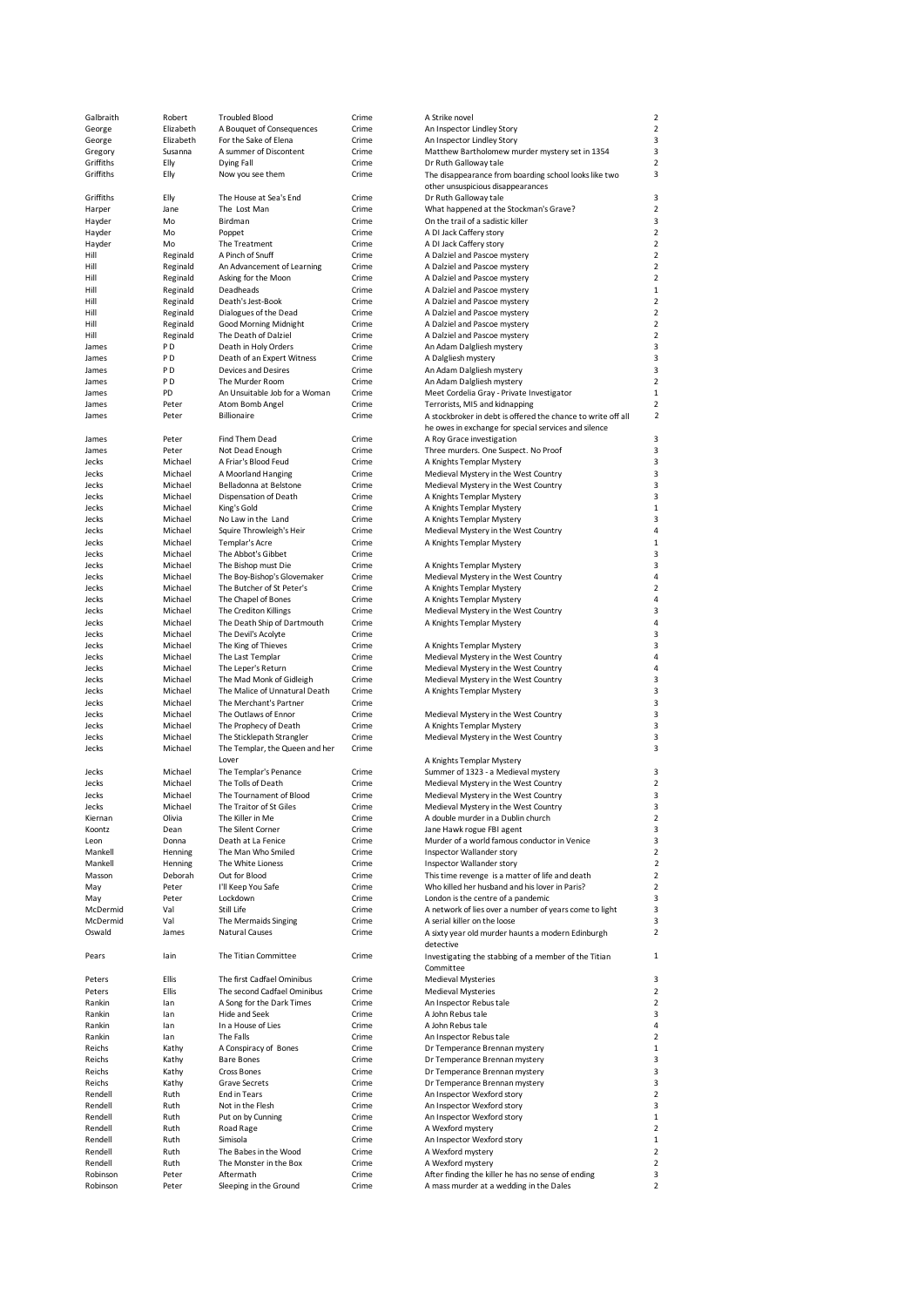| | | | | | |
|---|---|---|---|---|---|
| Galbraith | Robert | Troubled Blood | Crime | A Strike novel | 2 |
| George | Elizabeth | A Bouquet of Consequences | Crime | An Inspector Lindley Story | 2 |
| George | Elizabeth | For the Sake of Elena | Crime | An Inspector Lindley Story | 3 |
| Gregory | Susanna | A summer of Discontent | Crime | Matthew Bartholomew murder mystery set in 1354 | 3 |
| Griffiths | Elly | Dying Fall | Crime | Dr Ruth Galloway tale | 2 |
| Griffiths | Elly | Now you see them | Crime | The disappearance from boarding school looks like two other unsuspicious disappearances | 3 |
| Griffiths | Elly | The House at Sea's End | Crime | Dr Ruth Galloway tale | 3 |
| Harper | Jane | The Lost Man | Crime | What happened at the Stockman's Grave? | 2 |
| Hayder | Mo | Birdman | Crime | On the trail of a sadistic killer | 3 |
| Hayder | Mo | Poppet | Crime | A DI Jack Caffery story | 2 |
| Hayder | Mo | The Treatment | Crime | A DI Jack Caffery story | 2 |
| Hill | Reginald | A Pinch of Snuff | Crime | A Dalziel and Pascoe mystery | 2 |
| Hill | Reginald | An Advancement of Learning | Crime | A Dalziel and Pascoe mystery | 2 |
| Hill | Reginald | Asking for the Moon | Crime | A Dalziel and Pascoe mystery | 2 |
| Hill | Reginald | Deadheads | Crime | A Dalziel and Pascoe mystery | 1 |
| Hill | Reginald | Death's Jest-Book | Crime | A Dalziel and Pascoe mystery | 2 |
| Hill | Reginald | Dialogues of the Dead | Crime | A Dalziel and Pascoe mystery | 2 |
| Hill | Reginald | Good Morning Midnight | Crime | A Dalziel and Pascoe mystery | 2 |
| Hill | Reginald | The Death of Dalziel | Crime | A Dalziel and Pascoe mystery | 2 |
| James | P D | Death in Holy Orders | Crime | An Adam Dalgliesh mystery | 3 |
| James | P D | Death of an Expert Witness | Crime | A Dalgliesh mystery | 3 |
| James | P D | Devices and Desires | Crime | An Adam Dalgliesh mystery | 3 |
| James | P D | The Murder Room | Crime | An Adam Dalgliesh mystery | 2 |
| James | PD | An Unsuitable Job for a Woman | Crime | Meet Cordelia Gray - Private Investigator | 1 |
| James | Peter | Atom Bomb Angel | Crime | Terrorists, MI5 and kidnapping | 2 |
| James | Peter | Billionaire | Crime | A stockbroker in debt is offered the chance to write off all he owes in exchange for special services and silence | 2 |
| James | Peter | Find Them Dead | Crime | A Roy Grace investigation | 3 |
| James | Peter | Not Dead Enough | Crime | Three murders. One Suspect. No Proof | 3 |
| Jecks | Michael | A Friar's Blood Feud | Crime | A Knights Templar Mystery | 3 |
| Jecks | Michael | A Moorland Hanging | Crime | Medieval Mystery in the West Country | 3 |
| Jecks | Michael | Belladonna at Belstone | Crime | Medieval Mystery in the West Country | 3 |
| Jecks | Michael | Dispensation of Death | Crime | A Knights Templar Mystery | 3 |
| Jecks | Michael | King's Gold | Crime | A Knights Templar Mystery | 1 |
| Jecks | Michael | No Law in the Land | Crime | A Knights Templar Mystery | 3 |
| Jecks | Michael | Squire Throwleigh's Heir | Crime | Medieval Mystery in the West Country | 4 |
| Jecks | Michael | Templar's Acre | Crime | A Knights Templar Mystery | 1 |
| Jecks | Michael | The Abbot's Gibbet | Crime | | 3 |
| Jecks | Michael | The Bishop must Die | Crime | A Knights Templar Mystery | 3 |
| Jecks | Michael | The Boy-Bishop's Glovemaker | Crime | Medieval Mystery in the West Country | 4 |
| Jecks | Michael | The Butcher of St Peter's | Crime | A Knights Templar Mystery | 2 |
| Jecks | Michael | The Chapel of Bones | Crime | A Knights Templar Mystery | 4 |
| Jecks | Michael | The Crediton Killings | Crime | Medieval Mystery in the West Country | 3 |
| Jecks | Michael | The Death Ship of Dartmouth | Crime | A Knights Templar Mystery | 4 |
| Jecks | Michael | The Devil's Acolyte | Crime | | 3 |
| Jecks | Michael | The King of Thieves | Crime | A Knights Templar Mystery | 3 |
| Jecks | Michael | The Last Templar | Crime | Medieval Mystery in the West Country | 4 |
| Jecks | Michael | The Leper's Return | Crime | Medieval Mystery in the West Country | 4 |
| Jecks | Michael | The Mad Monk of Gidleigh | Crime | Medieval Mystery in the West Country | 3 |
| Jecks | Michael | The Malice of Unnatural Death | Crime | A Knights Templar Mystery | 3 |
| Jecks | Michael | The Merchant's Partner | Crime | | 3 |
| Jecks | Michael | The Outlaws of Ennor | Crime | Medieval Mystery in the West Country | 3 |
| Jecks | Michael | The Prophecy of Death | Crime | A Knights Templar Mystery | 3 |
| Jecks | Michael | The Sticklepath Strangler | Crime | Medieval Mystery in the West Country | 3 |
| Jecks | Michael | The Templar, the Queen and her Lover | Crime | A Knights Templar Mystery | 3 |
| Jecks | Michael | The Templar's Penance | Crime | Summer of 1323 - a Medieval mystery | 3 |
| Jecks | Michael | The Tolls of Death | Crime | Medieval Mystery in the West Country | 2 |
| Jecks | Michael | The Tournament of Blood | Crime | Medieval Mystery in the West Country | 3 |
| Jecks | Michael | The Traitor of St Giles | Crime | Medieval Mystery in the West Country | 3 |
| Kiernan | Olivia | The Killer in Me | Crime | A double murder in a Dublin church | 2 |
| Koontz | Dean | The Silent Corner | Crime | Jane Hawk rogue FBI agent | 3 |
| Leon | Donna | Death at La Fenice | Crime | Murder of a world famous conductor in Venice | 3 |
| Mankell | Henning | The Man Who Smiled | Crime | Inspector Wallander story | 2 |
| Mankell | Henning | The White Lioness | Crime | Inspector Wallander story | 2 |
| Masson | Deborah | Out for Blood | Crime | This time revenge is a matter of life and death | 2 |
| May | Peter | I'll Keep You Safe | Crime | Who killed her husband and his lover in Paris? | 2 |
| May | Peter | Lockdown | Crime | London is the centre of a pandemic | 3 |
| McDermid | Val | Still Life | Crime | A network of lies over a number of years come to light | 3 |
| McDermid | Val | The Mermaids Singing | Crime | A serial killer on the loose | 3 |
| Oswald | James | Natural Causes | Crime | A sixty year old murder haunts a modern Edinburgh detective | 2 |
| Pears | Iain | The Titian Committee | Crime | Investigating the stabbing of a member of the Titian Committee | 1 |
| Peters | Ellis | The first Cadfael Omnibus | Crime | Medieval Mysteries | 3 |
| Peters | Ellis | The second Cadfael Omnibus | Crime | Medieval Mysteries | 2 |
| Rankin | Ian | A Song for the Dark Times | Crime | An Inspector Rebus tale | 2 |
| Rankin | Ian | Hide and Seek | Crime | A John Rebus tale | 3 |
| Rankin | Ian | In a House of Lies | Crime | A John Rebus tale | 4 |
| Rankin | Ian | The Falls | Crime | An Inspector Rebus tale | 2 |
| Reichs | Kathy | A Conspiracy of Bones | Crime | Dr Temperance Brennan mystery | 1 |
| Reichs | Kathy | Bare Bones | Crime | Dr Temperance Brennan mystery | 3 |
| Reichs | Kathy | Cross Bones | Crime | Dr Temperance Brennan mystery | 3 |
| Reichs | Kathy | Grave Secrets | Crime | Dr Temperance Brennan mystery | 3 |
| Rendell | Ruth | End in Tears | Crime | An Inspector Wexford story | 2 |
| Rendell | Ruth | Not in the Flesh | Crime | An Inspector Wexford story | 3 |
| Rendell | Ruth | Put on by Cunning | Crime | An Inspector Wexford story | 1 |
| Rendell | Ruth | Road Rage | Crime | A Wexford mystery | 2 |
| Rendell | Ruth | Simisola | Crime | An Inspector Wexford story | 1 |
| Rendell | Ruth | The Babes in the Wood | Crime | A Wexford mystery | 2 |
| Rendell | Ruth | The Monster in the Box | Crime | A Wexford mystery | 2 |
| Robinson | Peter | Aftermath | Crime | After finding the killer he has no sense of ending | 3 |
| Robinson | Peter | Sleeping in the Ground | Crime | A mass murder at a wedding in the Dales | 2 |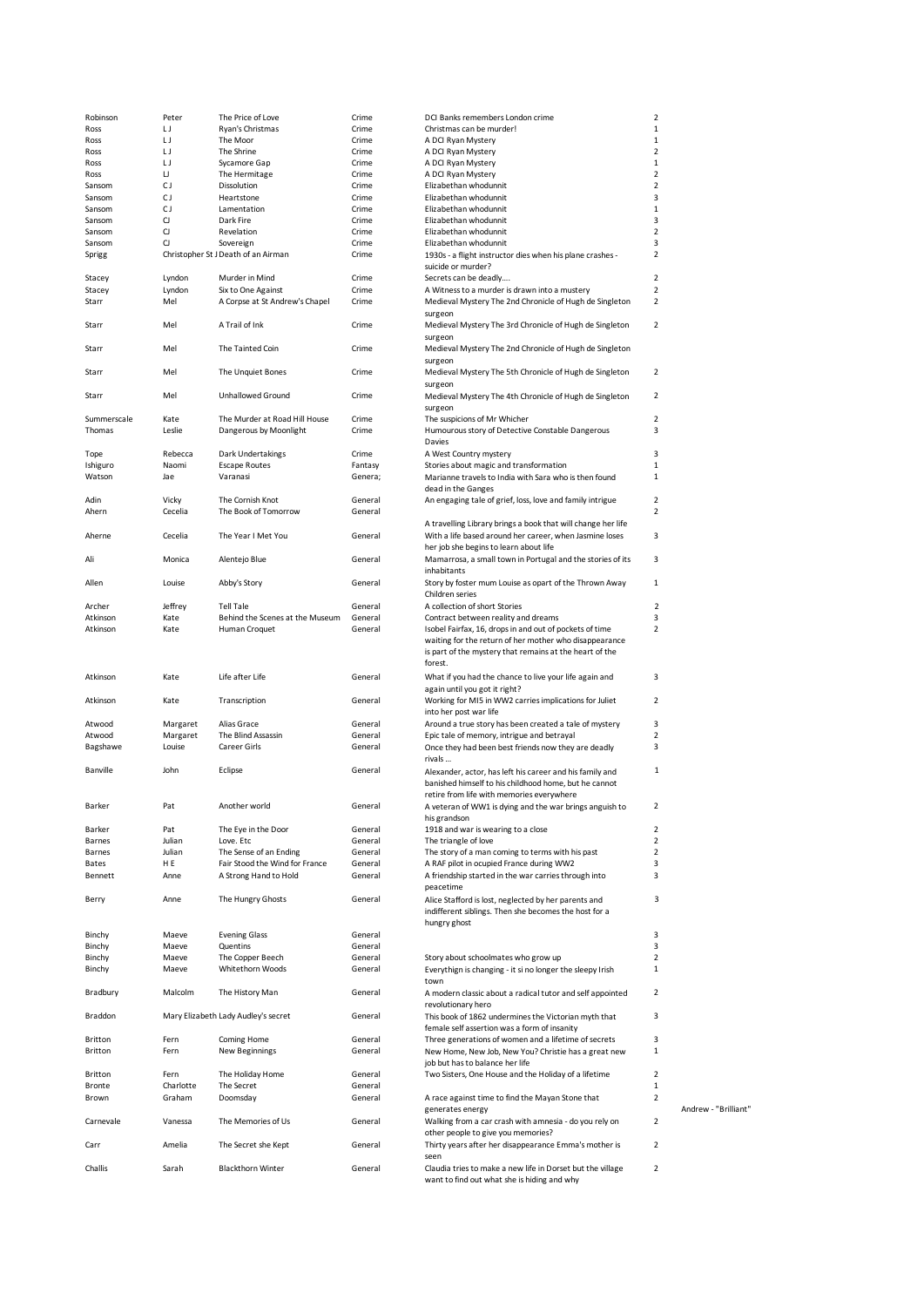| | | | | | | |
|---|---|---|---|---|---|---|
| Robinson | Peter | The Price of Love | Crime | DCI Banks remembers London crime | 2 | |
| Ross | L J | Ryan's Christmas | Crime | Christmas can be murder! | 1 | |
| Ross | L J | The Moor | Crime | A DCI Ryan Mystery | 1 | |
| Ross | L J | The Shrine | Crime | A DCI Ryan Mystery | 2 | |
| Ross | L J | Sycamore Gap | Crime | A DCI Ryan Mystery | 1 | |
| Ross | LJ | The Hermitage | Crime | A DCI Ryan Mystery | 2 | |
| Sansom | C J | Dissolution | Crime | Elizabethan whodunnit | 2 | |
| Sansom | C J | Heartstone | Crime | Elizabethan whodunnit | 3 | |
| Sansom | C J | Lamentation | Crime | Elizabethan whodunnit | 1 | |
| Sansom | CJ | Dark Fire | Crime | Elizabethan whodunnit | 3 | |
| Sansom | CJ | Revelation | Crime | Elizabethan whodunnit | 2 | |
| Sansom | CJ | Sovereign | Crime | Elizabethan whodunnit | 3 | |
| Sprigg | Christopher St J | Death of an Airman | Crime | 1930s - a flight instructor dies when his plane crashes - suicide or murder? | 2 | |
| Stacey | Lyndon | Murder in Mind | Crime | Secrets can be deadly.... | 2 | |
| Stacey | Lyndon | Six to One Against | Crime | A Witness to a murder is drawn into a mustery | 2 | |
| Starr | Mel | A Corpse at St Andrew's Chapel | Crime | Medieval Mystery The 2nd Chronicle of Hugh de Singleton surgeon | 2 | |
| Starr | Mel | A Trail of Ink | Crime | Medieval Mystery The 3rd Chronicle of Hugh de Singleton surgeon | 2 | |
| Starr | Mel | The Tainted Coin | Crime | Medieval Mystery The 2nd Chronicle of Hugh de Singleton surgeon | | |
| Starr | Mel | The Unquiet Bones | Crime | Medieval Mystery The 5th Chronicle of Hugh de Singleton surgeon | 2 | |
| Starr | Mel | Unhallowed Ground | Crime | Medieval Mystery The 4th Chronicle of Hugh de Singleton surgeon | 2 | |
| Summerscale | Kate | The Murder at Road Hill House | Crime | The suspicions of Mr Whicher | 2 | |
| Thomas | Leslie | Dangerous by Moonlight | Crime | Humourous story of Detective Constable Dangerous Davies | 3 | |
| Tope | Rebecca | Dark Undertakings | Crime | A West Country mystery | 3 | |
| Ishiguro | Naomi | Escape Routes | Fantasy | Stories about magic and transformation | 1 | |
| Watson | Jae | Varanasi | Genera; | Marianne travels to India with Sara who is then found dead in the Ganges | 1 | |
| Adin | Vicky | The Cornish Knot | General | An engaging tale of grief, loss, love and family intrigue | 2 | |
| Ahern | Cecelia | The Book of Tomorrow | General | A travelling Library brings a book that will change her life | 2 | |
| Aherne | Cecelia | The Year I Met You | General | With a life based around her career, when Jasmine loses her job she begins to learn about life | 3 | |
| Ali | Monica | Alentejo Blue | General | Mamarrosa, a small town in Portugal and the stories of its inhabitants | 3 | |
| Allen | Louise | Abby's Story | General | Story by foster mum Louise as opart of the Thrown Away Children series | 1 | |
| Archer | Jeffrey | Tell Tale | General | A collection of short Stories | 2 | |
| Atkinson | Kate | Behind the Scenes at the Museum | General | Contract between reality and dreams | 3 | |
| Atkinson | Kate | Human Croquet | General | Isobel Fairfax, 16, drops in and out of pockets of time waiting for the return of her mother who disappearance is part of the mystery that remains at the heart of the forest. | 2 | |
| Atkinson | Kate | Life after Life | General | What if you had the chance to live your life again and again until you got it right? | 3 | |
| Atkinson | Kate | Transcription | General | Working for MI5 in WW2 carries implications for Juliet into her post war life | 2 | |
| Atwood | Margaret | Alias Grace | General | Around a true story has been created a tale of mystery | 3 | |
| Atwood | Margaret | The Blind Assassin | General | Epic tale of memory, intrigue and betrayal | 2 | |
| Bagshawe | Louise | Career Girls | General | Once they had been best friends now they are deadly rivals ... | 3 | |
| Banville | John | Eclipse | General | Alexander, actor, has left his career and his family and banished himself to his childhood home, but he cannot retire from life with memories everywhere | 1 | |
| Barker | Pat | Another world | General | A veteran of WW1 is dying and the war brings anguish to his grandson | 2 | |
| Barker | Pat | The Eye in the Door | General | 1918 and war is wearing to a close | 2 | |
| Barnes | Julian | Love. Etc | General | The triangle of love | 2 | |
| Barnes | Julian | The Sense of an Ending | General | The story of a man coming to terms with his past | 2 | |
| Bates | H E | Fair Stood the Wind for France | General | A RAF pilot in ocupied France during WW2 | 3 | |
| Bennett | Anne | A Strong Hand to Hold | General | A friendship started in the war carries through into peacetime | 3 | |
| Berry | Anne | The Hungry Ghosts | General | Alice Stafford is lost, neglected by her parents and indifferent siblings. Then she becomes the host for a hungry ghost | 3 | |
| Binchy | Maeve | Evening Glass | General | | 3 | |
| Binchy | Maeve | Quentins | General | | 3 | |
| Binchy | Maeve | The Copper Beech | General | Story about schoolmates who grow up | 2 | |
| Binchy | Maeve | Whitethorn Woods | General | Everythign is changing - it si no longer the sleepy Irish town | 1 | |
| Bradbury | Malcolm | The History Man | General | A modern classic about a radical tutor and self appointed revolutionary hero | 2 | |
| Braddon | Mary Elizabeth | Lady Audley's secret | General | This book of 1862 undermines the Victorian myth that female self assertion was a form of insanity | 3 | |
| Britton | Fern | Coming Home | General | Three generations of women and a lifetime of secrets | 3 | |
| Britton | Fern | New Beginnings | General | New Home, New Job, New You? Christie has a great new job but has to balance her life | 1 | |
| Britton | Fern | The Holiday Home | General | Two Sisters, One House and the Holiday of a lifetime | 2 | |
| Bronte | Charlotte | The Secret | General | | 1 | |
| Brown | Graham | Doomsday | General | A race against time to find the Mayan Stone that generates energy | 2 | Andrew - "Brilliant" |
| Carnevale | Vanessa | The Memories of Us | General | Walking from a car crash with amnesia - do you rely on other people to give you memories? | 2 | |
| Carr | Amelia | The Secret she Kept | General | Thirty years after her disappearance Emma's mother is seen | 2 | |
| Challis | Sarah | Blackthorn Winter | General | Claudia tries to make a new life in Dorset but the village want to find out what she is hiding and why | 2 | |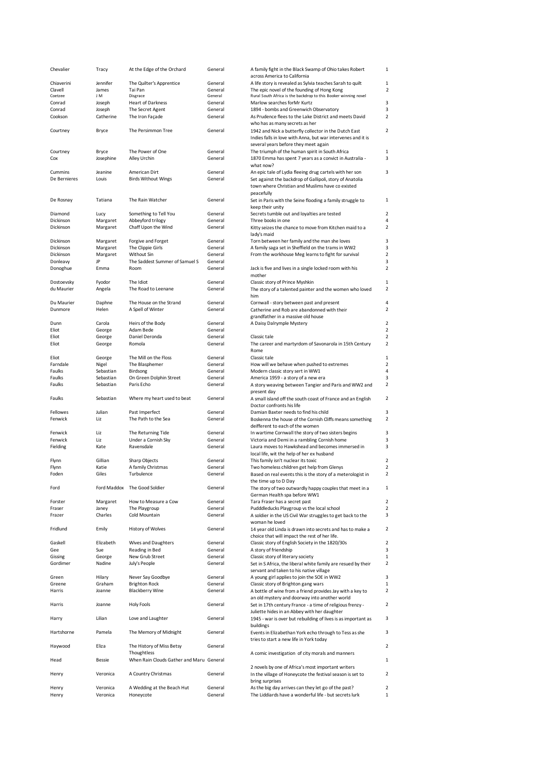| | | | | | |
|---|---|---|---|---|---|
| Chevalier | Tracy | At the Edge of the Orchard | General | A family fight in the Black Swamp of Ohio takes Robert across America to California | 1 |
| Chiaverini | Jennifer | The Quilter's Apprentice | General | A life story is revealed as Sylvia teaches Sarah to quilt | 1 |
| Clavell | James | Tai Pan | General | The epic novel of the founding of Hong Kong | 2 |
| Coetzee | J M | Disgrace | General | Rural South Africa is the backdrop to this Booker winning novel | |
| Conrad | Joseph | Heart of Darkness | General | Marlow searches forMr Kurtz | 3 |
| Conrad | Joseph | The Secret Agent | General | 1894 - bombs and Greenwich Observatory | 3 |
| Cookson | Catherine | The Iron Façade | General | As Prudence flees to the Lake District and meets David who has as many secrets as her | 2 |
| Courtney | Bryce | The Persimmon Tree | General | 1942 and Nick a butterfly collector in the Dutch East Indies falls in love with Anna, but war intervenes and it is several years before they meet again | 2 |
| Courtney | Bryce | The Power of One | General | The triumph of the human spirit in South Africa | 1 |
| Cox | Josephine | Alley Urchin | General | 1870 Emma has spent 7 years as a convict in Australia - what now? | 3 |
| Cummins | Jeanine | American Dirt | General | An epic tale of Lydia fleeing drug cartels with her son | 3 |
| De Bernieres | Louis | Birds Without Wings | General | Set against the backdrop of Gallipoli, story of Anatolia town where Christian and Muslims have co existed peacefully | |
| De Rosnay | Tatiana | The Rain Watcher | General | Set in Paris with the Seine flooding a family struggle to keep their unity | 1 |
| Diamond | Lucy | Something to Tell You | General | Secrets tumble out and loyalties are tested | 2 |
| Dickinson | Margaret | Abbeyford trilogy | General | Three books in one | 4 |
| Dickinson | Margaret | Chaff Upon the Wind | General | Kitty seizes the chance to move from Kitchen maid to a lady's maid | 2 |
| Dickinson | Margaret | Forgive and Forget | General | Torn between her family and the man she loves | 3 |
| Dickinson | Margaret | The Clippie Girls | General | A family saga set in Sheffield on the trams in WW2 | 3 |
| Dickinson | Margaret | Without Sin | General | From the workhouse Meg learns to fight for survival | 2 |
| Donleavy | JP | The Saddest Summer of Samuel S | General | | 3 |
| Donoghue | Emma | Room | General | Jack is five and lives in a single locked room with his mother | 2 |
| Dostoevsky | Fyodor | The Idiot | General | Classic story of Prince Myshkin | 1 |
| du Maurier | Angela | The Road to Leenane | General | The story of a talented painter and the women who loved him | 2 |
| Du Maurier | Daphne | The House on the Strand | General | Cornwall - story between past and present | 4 |
| Dunmore | Helen | A Spell of Winter | General | Catherine and Rob are abandonned with their grandfather in a massive old house | 2 |
| Dunn | Carola | Heirs of the Body | General | A Daisy Dalrymple Mystery | 2 |
| Eliot | George | Adam Bede | General | | 2 |
| Eliot | George | Daniel Deronda | General | Classic tale | 2 |
| Eliot | George | Romola | General | The career and martyrdom of Savonarola in 15th Century Rome | 2 |
| Eliot | George | The Mill on the Floss | General | Classic tale | 1 |
| Farndale | Nigel | The Blasphemer | General | How will we behave when pushed to extremes | 2 |
| Faulks | Sebastian | Birdsong | General | Modern classic story sert in WW1 | 4 |
| Faulks | Sebastian | On Green Dolphin Street | General | America 1959 - a story of a new era | 3 |
| Faulks | Sebastian | Paris Echo | General | A story weaving between Tangier and Paris and WW2 and present day | 2 |
| Faulks | Sebastian | Where my heart used to beat | General | A small island off the south coast of France and an English Doctor confronts his life | 2 |
| Fellowes | Julian | Past Imperfect | General | Damian Baxter needs to find his child | 3 |
| Fenwick | Liz | The Path to the Sea | General | Boskenna the house of the Cornish Cliffs means something deifferent to each of the women | 2 |
| Fenwick | Liz | The Returning Tide | General | In wartime Cornwall the story of two sisters begins | 3 |
| Fenwick | Liz | Under a Cornish Sky | General | Victoria and Demi in a rambling Cornish home | 3 |
| Fielding | Kate | Ravensdale | General | Laura moves to Hawkshead and becomes immersed in local life, wit the help of her ex husband | 3 |
| Flynn | Gillian | Sharp Objects | General | This family isn't nuclear its toxic | 2 |
| Flynn | Katie | A family Christmas | General | Two homeless children get help from Glenys | 2 |
| Foden | Giles | Turbulence | General | Based on real events this is the story of a meterologist in the time up to D Day | 2 |
| Ford | Ford Maddox | The Good Soldier | General | The story of two outwardly happy couples that meet in a German Health spa before WW1 | 1 |
| Forster | Margaret | How to Measure a Cow | General | Tara Fraser has a secret past | 2 |
| Fraser | Janey | The Playgroup | General | Puddddleducks Playgroup vs the local school | 2 |
| Frazer | Charles | Cold Mountain | General | A soldier in the US Civil War struggles to get back to the woman he loved | 3 |
| Fridlund | Emily | History of Wolves | General | 14 year old Linda is drawn into secrets and has to make a choice that will impact the rest of her life. | 2 |
| Gaskell | Elizabeth | Wives and Daughters | General | Classic story of English Society in the 1820/30s | 2 |
| Gee | Sue | Reading in Bed | General | A story of friendship | 3 |
| Gissing | George | New Grub Street | General | Classic story of literary society | 1 |
| Gordimer | Nadine | July's People | General | Set in S Africa, the liberal white family are resued by their servant and taken to his native village | 2 |
| Green | Hilary | Never Say Goodbye | General | A young girl applies to join the SOE in WW2 | 3 |
| Greene | Graham | Brighton Rock | General | Classic story of Brighton gang wars | 1 |
| Harris | Joanne | Blackberry Wine | General | A bottle of wine from a friend provides Jay with a key to an old mystery and doorway into another world | 2 |
| Harris | Joanne | Holy Fools | General | Set in 17th century France - a time of religious frenzy - Juliette hides in an Abbey with her daughter | 2 |
| Harry | Lilian | Love and Laughter | General | 1945 - war is over but rebuilding of lives is as important as buildings | 3 |
| Hartshorne | Pamela | The Memory of Midnight | General | Events in Elizabethan York echo through to Tess as she tries to start a new life in York today | 3 |
| Haywood | Eliza | The History of Miss Betsy Thoughtless | General | A comic investigation of city morals and manners | 2 |
| Head | Bessie | When Rain Clouds Gather and Maru | General | 2 novels by one of Africa's most important writers | 1 |
| Henry | Veronica | A Country Christmas | General | In the village of Honeycote the festival season is set to bring surprises | 2 |
| Henry | Veronica | A Wedding at the Beach Hut | General | As the big day arrives can they let go of the past? | 2 |
| Henry | Veronica | Honeycote | General | The Liddiards have a wonderful life - but secrets lurk | 1 |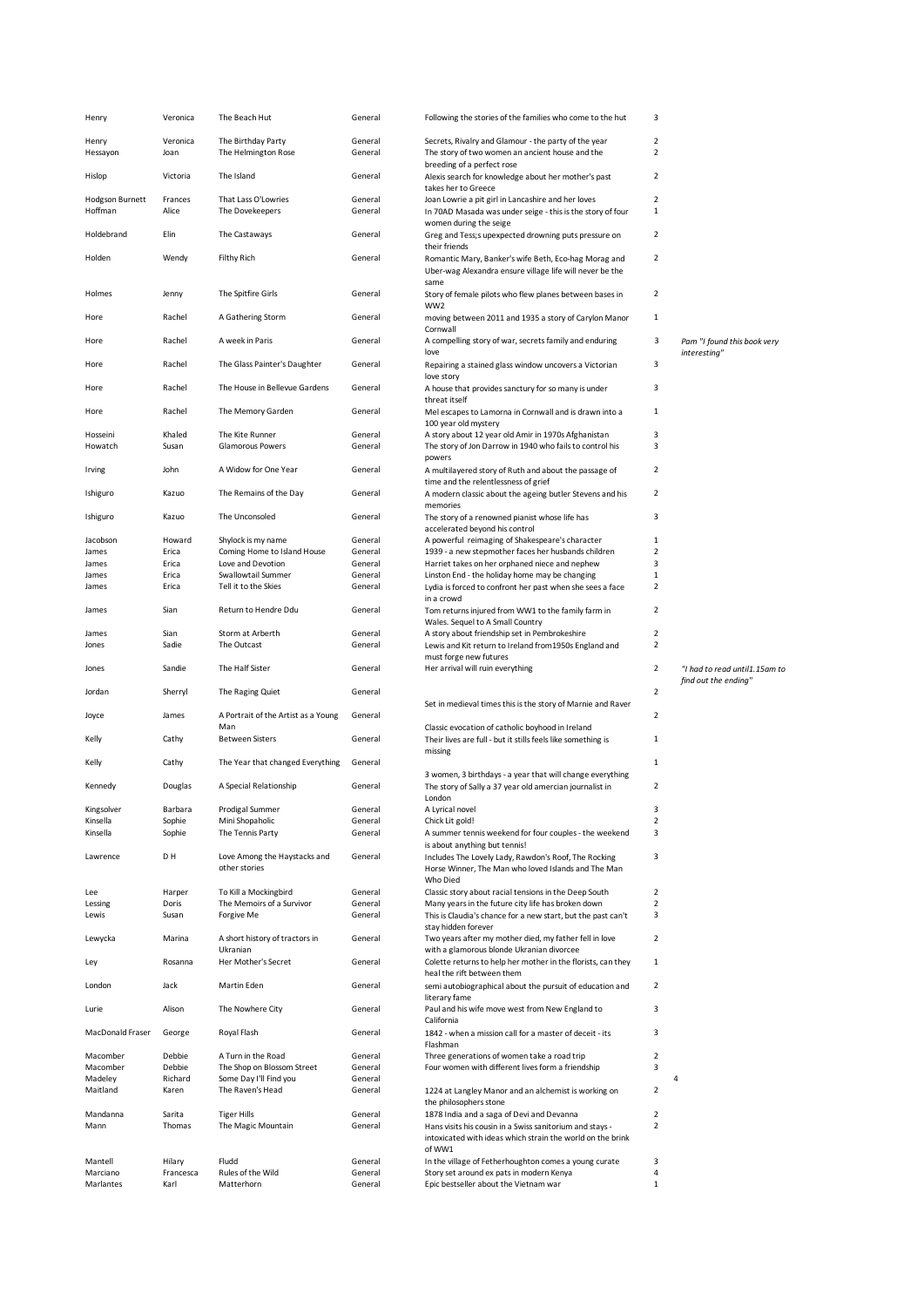| | | | | | | |
|---|---|---|---|---|---|---|
| Henry | Veronica | The Beach Hut | General | Following the stories of the families who come to the hut | 3 | |
| Henry | Veronica | The Birthday Party | General | Secrets, Rivalry and Glamour - the party of the year | 2 | |
| Hessayon | Joan | The Helmington Rose | General | The story of two women an ancient house and the breeding of a perfect rose | 2 | |
| Hislop | Victoria | The Island | General | Alexis search for knowledge about her mother's past takes her to Greece | 2 | |
| Hodgson Burnett | Frances | That Lass O'Lowries | General | Joan Lowrie a pit girl in Lancashire and her loves | 2 | |
| Hoffman | Alice | The Dovekeepers | General | In 70AD Masada was under seige - this is the story of four women during the seige | 1 | |
| Holdebrand | Elin | The Castaways | General | Greg and Tess;s upexpected drowning puts pressure on their friends | 2 | |
| Holden | Wendy | Filthy Rich | General | Romantic Mary, Banker's wife Beth, Eco-hag Morag and Uber-wag Alexandra ensure village life will never be the same | 2 | |
| Holmes | Jenny | The Spitfire Girls | General | Story of female pilots who flew planes between bases in WW2 | 2 | |
| Hore | Rachel | A Gathering Storm | General | moving between 2011 and 1935 a story of Carylon Manor Cornwall | 1 | |
| Hore | Rachel | A week in Paris | General | A compelling story of war, secrets family and enduring love | 3 | *Pam "I found this book very interesting"* |
| Hore | Rachel | The Glass Painter's Daughter | General | Repairing a stained glass window uncovers a Victorian love story | 3 | |
| Hore | Rachel | The House in Bellevue Gardens | General | A house that provides sanctury for so many is under threat itself | 3 | |
| Hore | Rachel | The Memory Garden | General | Mel escapes to Lamorna in Cornwall and is drawn into a 100 year old mystery | 1 | |
| Hosseini | Khaled | The Kite Runner | General | A story about 12 year old Amir in 1970s Afghanistan | 3 | |
| Howatch | Susan | Glamorous Powers | General | The story of Jon Darrow in 1940 who fails to control his powers | 3 | |
| Irving | John | A Widow for One Year | General | A multilayered story of Ruth and about the passage of time and the relentlessness of grief | 2 | |
| Ishiguro | Kazuo | The Remains of the Day | General | A modern classic about the ageing butler Stevens and his memories | 2 | |
| Ishiguro | Kazuo | The Unconsoled | General | The story of a renowned pianist whose life has accelerated beyond his control | 3 | |
| Jacobson | Howard | Shylock is my name | General | A powerful reimaging of Shakespeare's character | 1 | |
| James | Erica | Coming Home to Island House | General | 1939 - a new stepmother faces her husbands children | 2 | |
| James | Erica | Love and Devotion | General | Harriet takes on her orphaned niece and nephew | 3 | |
| James | Erica | Swallowtail Summer | General | Linston End - the holiday home may be changing | 1 | |
| James | Erica | Tell it to the Skies | General | Lydia is forced to confront her past when she sees a face in a crowd | 2 | |
| James | Sian | Return to Hendre Ddu | General | Tom returns injured from WW1 to the family farm in Wales. Sequel to A Small Country | 2 | |
| James | Sian | Storm at Arberth | General | A story about friendship set in Pembrokeshire | 2 | |
| Jones | Sadie | The Outcast | General | Lewis and Kit return to Ireland from1950s England and must forge new futures | 2 | |
| Jones | Sandie | The Half Sister | General | Her arrival will ruin everything | 2 | *"I had to read until1.15am to find out the ending"* |
| Jordan | Sherryl | The Raging Quiet | General | Set in medieval times this is the story of Marnie and Raver | 2 | |
| Joyce | James | A Portrait of the Artist as a Young Man | General | Classic evocation of catholic boyhood in Ireland | 2 | |
| Kelly | Cathy | Between Sisters | General | Their lives are full - but it stills feels like something is missing | 1 | |
| Kelly | Cathy | The Year that changed Everything | General | 3 women, 3 birthdays - a year that will change everything | 1 | |
| Kennedy | Douglas | A Special Relationship | General | The story of Sally a 37 year old amercian journalist in London | 2 | |
| Kingsolver | Barbara | Prodigal Summer | General | A Lyrical novel | 3 | |
| Kinsella | Sophie | Mini Shopaholic | General | Chick Lit gold! | 2 | |
| Kinsella | Sophie | The Tennis Party | General | A summer tennis weekend for four couples - the weekend is about anything but tennis! | 3 | |
| Lawrence | D H | Love Among the Haystacks and other stories | General | Includes The Lovely Lady, Rawdon's Roof, The Rocking Horse Winner, The Man who loved Islands and The Man Who Died | 3 | |
| Lee | Harper | To Kill a Mockingbird | General | Classic story about racial tensions in the Deep South | 2 | |
| Lessing | Doris | The Memoirs of a Survivor | General | Many years in the future city life has broken down | 2 | |
| Lewis | Susan | Forgive Me | General | This is Claudia's chance for a new start, but the past can't stay hidden forever | 3 | |
| Lewycka | Marina | A short history of tractors in Ukranian | General | Two years after my mother died, my father fell in love with a glamorous blonde Ukranian divorcee | 2 | |
| Ley | Rosanna | Her Mother's Secret | General | Colette returns to help her mother in the florists, can they heal the rift between them | 1 | |
| London | Jack | Martin Eden | General | semi autobiographical about the pursuit of education and literary fame | 2 | |
| Lurie | Alison | The Nowhere City | General | Paul and his wife move west from New England to California | 3 | |
| MacDonald Fraser | George | Royal Flash | General | 1842 - when a mission call for a master of deceit - its Flashman | 3 | |
| Macomber | Debbie | A Turn in the Road | General | Three generations of women take a road trip | 2 | |
| Macomber | Debbie | The Shop on Blossom Street | General | Four women with different lives form a friendship | 3 | |
| Madeley | Richard | Some Day I'll Find you | General | | | 4 |
| Maitland | Karen | The Raven's Head | General | 1224 at Langley Manor and an alchemist is working on the philosophers stone | 2 | |
| Mandanna | Sarita | Tiger Hills | General | 1878 India and a saga of Devi and Devanna | 2 | |
| Mann | Thomas | The Magic Mountain | General | Hans visits his cousin in a Swiss sanitorium and stays - intoxicated with ideas which strain the world on the brink of WW1 | 2 | |
| Mantell | Hilary | Fludd | General | In the village of Fetherhoughton comes a young curate | 3 | |
| Marciano | Francesca | Rules of the Wild | General | Story set around ex pats in modern Kenya | 4 | |
| Marlantes | Karl | Matterhorn | General | Epic bestseller about the Vietnam war | 1 | |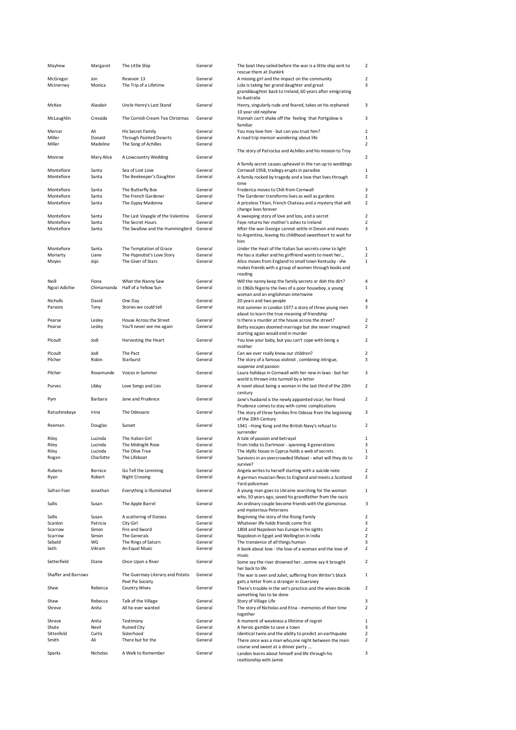| | | | | | |
|---|---|---|---|---|---|
| Mayhew | Margaret | The Little Ship | General | The boat they sailed before the war is a little ship sent to rescue them at Dunkirk | 2 |
| McGregor | Jon | Resevoir 13 | General | A missing girl and the impact on the community | 2 |
| McInerney | Monica | The Trip of a Lifetime | General | Lola is taking her grand daughter and great granddaughter back to Ireland, 60 years after emigrating to Australia | 3 |
| McKee | Alasdair | Uncle Henry's Last Stand | General | Henry, singularly rude and feared, takes on his orphaned 10 year old nephew | 3 |
| McLaughlin | Cressida | The Cornish Cream Tea Christmas | General | Hannah can't shake off the feeling that Portgolow is familiar | 3 |
| Mercer | Ali | His Secret Family | General | You may love him - but can you trust him? | 2 |
| Miller | Donald | Through Painted Deserts | General | A road trip memoir wondering about life | 1 |
| Miller | Madeline | The Song of Achilles | General | The story of Patroclus and Achilles and his mission to Troy | 2 |
| Monroe | Mary Alice | A Lowcountry Wedding | General | A family secret causes upheavel in the run up to weddings | 2 |
| Montefiore | Santa | Sea of Lost Love | General | Cornwall 1958, tradegy erupts in paradise | 1 |
| Montefiore | Santa | The Beekeeper's Daughter | General | A family rocked by tragedy and a love that lives through time | 2 |
| Montefiore | Santa | The Butterfly Box | General | Frederica moves to Chili from Cornwall | 3 |
| Montefiore | Santa | The French Gardener | General | The Gardener transforms lives as well as gardens | 2 |
| Montefiore | Santa | The Gypsy Madonna | General | A priceless Titian, French Chateau and a mystery that will change lives forever | 2 |
| Montefiore | Santa | The Last Voyagle of the Valentina | General | A sweeping story of love and loss, and a secret | 2 |
| Montefiore | Santa | The Secret Hours | General | Faye returns her mother's ashes to Ireland | 2 |
| Montefiore | Santa | The Swallow and the Hummingbird | General | After the war George cannot settle in Devon and moves to Argentina, leaving his childhood sweetheart to wait for him | 3 |
| Montefiore | Santa | The Temptation of Grace | General | Under the Heat of the Italian Sun secrets come to light | 1 |
| Moriarty | Liane | The Hypnotist's Love Story | General | He has a stalker and his girlfriend wants to meet her… | 2 |
| Moyes | Jojo | The Giver of Stars | General | Alice moves from England to small town Kentucky - she makes friends with a group of women through books and reading | 1 |
| Neill | Fiona | What the Nanny Saw | General | Will the nanny keep the family secrets or dish the dirt? | 4 |
| Ngozi Adichie | Chimamanda | Half of a Yellow Sun | General | In 1960s Nigeria the lives of a poor houseboy, a young woman and an englishman intertwine | 1 |
| Nicholls | David | One Day | General | 20 years and two people | 4 |
| Parsons | Tony | Stories we could tell | General | Hot summer in London 1977 a story of three young men about to learn the true meaning of friendship | 3 |
| Pearse | Lesley | House Across the Street | General | Is there a murder at the house across the street? | 2 |
| Pearse | Lesley | You'll never see me again | General | Betty escapes doomed marriage but she never imagined starting again would end in murder | 2 |
| Picoult | Jodi | Harvesting the Heart | General | You love your baby, but you can't cope with being a mother | 2 |
| Picoult | Jodi | The Pact | General | Can we ever really know our children? | 2 |
| Pilcher | Robin | Starburst | General | The story of a famous violinist , combining intrigue, suspense and passion | 3 |
| Pilcher | Rosamunde | Voices in Summer | General | Laura holidays in Cornwall with her new in laws - but her world is thrown into turmoil by a letter | 3 |
| Purves | Libby | Love Songs and Lies | General | A novel about being a woman in the last third of the 20th century | 2 |
| Pym | Barbara | Jane and Prudence | General | Jane's husband is the newly appointed vicar, her friend Prudence comes to stay with comic complications | 2 |
| Ratushinskaya | Irina | The Odessans | General | The story of three families frm Odessa from the beginning of the 20th Century | 3 |
| Reeman | Douglas | Sunset | General | 1941 - Hong Kong and the British Navy's refusal to surrender | 2 |
| Riley | Lucinda | The Italian Girl | General | A tale of passion and betrayal | 1 |
| Riley | Lucinda | The Midnight Rose | General | From India to Dartmoor - spanning 4 generations | 3 |
| Riley | Lucinda | The Olive Tree | General | The idyllic house in Cyprus holds a web of secrets | 1 |
| Rogan | Charlotte | The Lifeboat | General | Survivors in an overcrowded lifeboat - what will they do to survive? | 2 |
| Rubens | Bernice | Go Tell the Lemming | General | Angela writes to herself starting with a suicide note | 2 |
| Ryan | Robert | Night Crossing | General | A german musician flees to England and meets a Scotland Yard policeman | 2 |
| Safran Foer | Jonathan | Everything is Illuminated | General | A young man goes to Ukraine searching for the woman who, 50 years ago, saved his grandfather from the nazis | 1 |
| Sallis | Susan | The Apple Barrel | General | An ordinary couple become friends with the glamorous and mysterious Petersens | 3 |
| Sallis | Susan | A scattering of Daisies | General | Beginning the story of the Rising Family | 2 |
| Scanlon | Patricia | City Girl | General | Whatever life holds friends come first | 3 |
| Scarrow | Simon | Fire and Sword | General | 1804 and Napoleon has Europe in his sights | 2 |
| Scarrow | Simon | The Generals | General | Napoleon in Egypt and Wellington in India | 2 |
| Sebald | WG | The Rings of Saturn | General | The transience of all things human | 3 |
| Seth | Vikram | An Equal Music | General | A book about love - the love of a woman and the love of music | 2 |
| Setterfield | Diane | Once Upon a River | General | Some say the river drowned her…somne say it brought her back to life | 2 |
| Shaffer and Barrows | | The Guernsey Literary and Potato Peel Pie Society | General | The war is over and Juliet, suffering from Writer's block gets a letter from a stranger in Guersney | 1 |
| Shaw | Rebecca | Country Wives | General | There's trouble in the vet's practice and the wives decide something has to be done | 2 |
| Shaw | Rebecca | Talk of the Village | General | Story of Village Life | 3 |
| Shreve | Anita | All he ever wanted | General | The story of Nicholas and Etna - memories of their time together | 2 |
| Shreve | Anita | Testimony | General | A moment of weakness a lifetime of regret | 1 |
| Shute | Nevil | Ruined City | General | A heroic gamble to save a town | 3 |
| Sittenfeld | Curtis | Sisterhood | General | Identical twins and the ability to predict an earthquake | 2 |
| Smith | Ali | There but for the | General | There once was a man who,one night between the main course and sweet at a dinner party …. | 2 |
| Sparks | Nicholas | A Walk to Remember | General | Landon learns about himself and life through his realtionship with Jamie | 3 |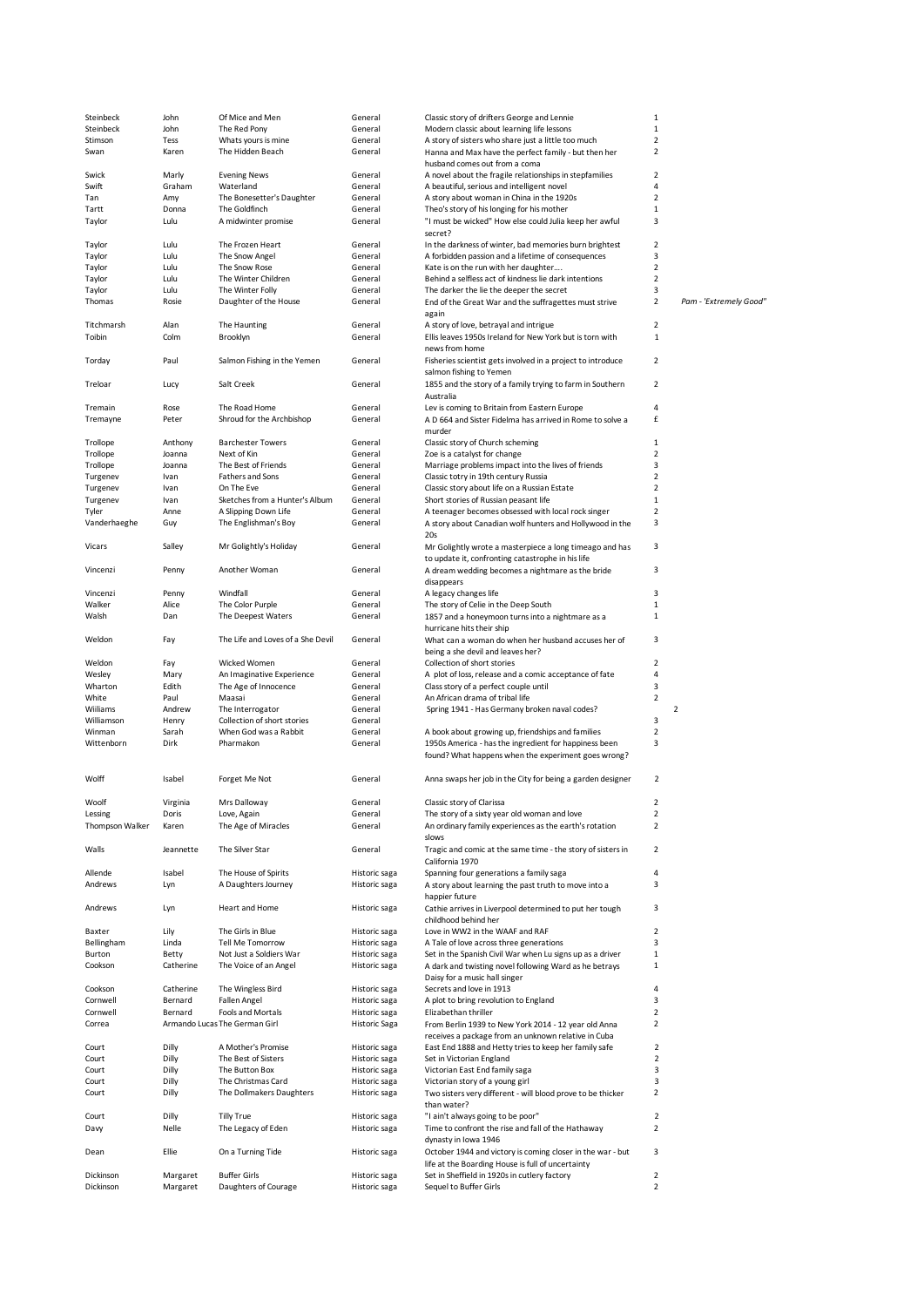| | | | | | | |
|---|---|---|---|---|---|---|
| Steinbeck | John | Of Mice and Men | General | Classic story of drifters George and Lennie | 1 | |
| Steinbeck | John | The Red Pony | General | Modern classic about learning life lessons | 1 | |
| Stimson | Tess | Whats yours is mine | General | A story of sisters who share just a little too much | 2 | |
| Swan | Karen | The Hidden Beach | General | Hanna and Max have the perfect family - but then her husband comes out from a coma | 2 | |
| Swick | Marly | Evening News | General | A novel about the fragile relationships in stepfamilies | 2 | |
| Swift | Graham | Waterland | General | A beautiful, serious and intelligent novel | 4 | |
| Tan | Amy | The Bonesetter's Daughter | General | A story about woman in China in the 1920s | 2 | |
| Tartt | Donna | The Goldfinch | General | Theo's story of his longing for his mother | 1 | |
| Taylor | Lulu | A midwinter promise | General | "I must be wicked" How else could Julia keep her awful secret? | 3 | |
| Taylor | Lulu | The Frozen Heart | General | In the darkness of winter, bad memories burn brightest | 2 | |
| Taylor | Lulu | The Snow Angel | General | A forbidden passion and a lifetime of consequences | 3 | |
| Taylor | Lulu | The Snow Rose | General | Kate is on the run with her daughter.... | 2 | |
| Taylor | Lulu | The Winter Children | General | Behind a selfless act of kindness lie dark intentions | 2 | |
| Taylor | Lulu | The Winter Folly | General | The darker the lie the deeper the secret | 3 | |
| Thomas | Rosie | Daughter of the House | General | End of the Great War and the suffragettes must strive again | 2 | *Pam - 'Extremely Good"* |
| Titchmarsh | Alan | The Haunting | General | A story of love, betrayal and intrigue | 2 | |
| Toibin | Colm | Brooklyn | General | Ellis leaves 1950s Ireland for New York but is torn with news from home | 1 | |
| Torday | Paul | Salmon Fishing in the Yemen | General | Fisheries scientist gets involved in a project to introduce salmon fishing to Yemen | 2 | |
| Treloar | Lucy | Salt Creek | General | 1855 and the story of a family trying to farm in Southern Australia | 2 | |
| Tremain | Rose | The Road Home | General | Lev is coming to Britain from Eastern Europe | 4 | |
| Tremayne | Peter | Shroud for the Archbishop | General | A D 664 and Sister Fidelma has arrived in Rome to solve a murder | £ | |
| Trollope | Anthony | Barchester Towers | General | Classic story of Church scheming | 1 | |
| Trollope | Joanna | Next of Kin | General | Zoe is a catalyst for change | 2 | |
| Trollope | Joanna | The Best of Friends | General | Marriage problems impact into the lives of friends | 3 | |
| Turgenev | Ivan | Fathers and Sons | General | Classic totry in 19th century Russia | 2 | |
| Turgenev | Ivan | On The Eve | General | Classic story about life on a Russian Estate | 2 | |
| Turgenev | Ivan | Sketches from a Hunter's Album | General | Short stories of Russian peasant life | 1 | |
| Tyler | Anne | A Slipping Down Life | General | A teenager becomes obsessed with local rock singer | 2 | |
| Vanderhaeghe | Guy | The Englishman's Boy | General | A story about Canadian wolf hunters and Hollywood in the 20s | 3 | |
| Vicars | Salley | Mr Golightly's Holiday | General | Mr Golightly wrote a masterpiece a long timeago and has to update it, confronting catastrophe in his life | 3 | |
| Vincenzi | Penny | Another Woman | General | A dream wedding becomes a nightmare as the bride disappears | 3 | |
| Vincenzi | Penny | Windfall | General | A legacy changes life | 3 | |
| Walker | Alice | The Color Purple | General | The story of Celie in the Deep South | 1 | |
| Walsh | Dan | The Deepest Waters | General | 1857 and a honeymoon turns into a nightmare as a hurricane hits their ship | 1 | |
| Weldon | Fay | The Life and Loves of a She Devil | General | What can a woman do when her husband accuses her of being a she devil and leaves her? | 3 | |
| Weldon | Fay | Wicked Women | General | Collection of short stories | 2 | |
| Wesley | Mary | An Imaginative Experience | General | A plot of loss, release and a comic acceptance of fate | 4 | |
| Wharton | Edith | The Age of Innocence | General | Class story of a perfect couple until | 3 | |
| White | Paul | Maasai | General | An African drama of tribal life | 2 | |
| Wiiliams | Andrew | The Interrogator | General | Spring 1941 - Has Germany broken naval codes? | | 2 |
| Williamson | Henry | Collection of short stories | General | | 3 | |
| Winman | Sarah | When God was a Rabbit | General | A book about growing up, friendships and families | 2 | |
| Wittenborn | Dirk | Pharmakon | General | 1950s America - has the ingredient for happiness been found? What happens when the experiment goes wrong? | 3 | |
| Wolff | Isabel | Forget Me Not | General | Anna swaps her job in the City for being a garden designer | 2 | |
| Woolf | Virginia | Mrs Dalloway | General | Classic story of Clarissa | 2 | |
| Lessing | Doris | Love, Again | General | The story of a sixty year old woman and love | 2 | |
| Thompson Walker | Karen | The Age of Miracles | General | An ordinary family experiences as the earth's rotation slows | 2 | |
| Walls | Jeannette | The Silver Star | General | Tragic and comic at the same time - the story of sisters in California 1970 | 2 | |
| Allende | Isabel | The House of Spirits | Historic saga | Spanning four generations a family saga | 4 | |
| Andrews | Lyn | A Daughters Journey | Historic saga | A story about learning the past truth to move into a happier future | 3 | |
| Andrews | Lyn | Heart and Home | Historic saga | Cathie arrives in Liverpool determined to put her tough childhood behind her | 3 | |
| Baxter | Lily | The Girls in Blue | Historic saga | Love in WW2 in the WAAF and RAF | 2 | |
| Bellingham | Linda | Tell Me Tomorrow | Historic saga | A Tale of love across three generations | 3 | |
| Burton | Betty | Not Just a Soldiers War | Historic saga | Set in the Spanish Civil War when Lu signs up as a driver | 1 | |
| Cookson | Catherine | The Voice of an Angel | Historic saga | A dark and twisting novel following Ward as he betrays Daisy for a music hall singer | 1 | |
| Cookson | Catherine | The Wingless Bird | Historic saga | Secrets and love in 1913 | 4 | |
| Cornwell | Bernard | Fallen Angel | Historic saga | A plot to bring revolution to England | 3 | |
| Cornwell | Bernard | Fools and Mortals | Historic saga | Elizabethan thriller | 2 | |
| Correa | Armando Lucas | The German Girl | Historic Saga | From Berlin 1939 to New York 2014 - 12 year old Anna receives a package from an unknown relative in Cuba | 2 | |
| Court | Dilly | A Mother's Promise | Historic saga | East End 1888 and Hetty tries to keep her family safe | 2 | |
| Court | Dilly | The Best of Sisters | Historic saga | Set in Victorian England | 2 | |
| Court | Dilly | The Button Box | Historic saga | Victorian East End family saga | 3 | |
| Court | Dilly | The Christmas Card | Historic saga | Victorian story of a young girl | 3 | |
| Court | Dilly | The Dollmakers Daughters | Historic saga | Two sisters very different - will blood prove to be thicker than water? | 2 | |
| Court | Dilly | Tilly True | Historic saga | "I ain't always going to be poor" | 2 | |
| Davy | Nelle | The Legacy of Eden | Historic saga | Time to confront the rise and fall of the Hathaway dynasty in Iowa 1946 | 2 | |
| Dean | Ellie | On a Turning Tide | Historic saga | October 1944 and victory is coming closer in the war - but life at the Boarding House is full of uncertainty | 3 | |
| Dickinson | Margaret | Buffer Girls | Historic saga | Set in Sheffield in 1920s in cutlery factory | 2 | |
| Dickinson | Margaret | Daughters of Courage | Historic saga | Sequel to Buffer Girls | 2 | |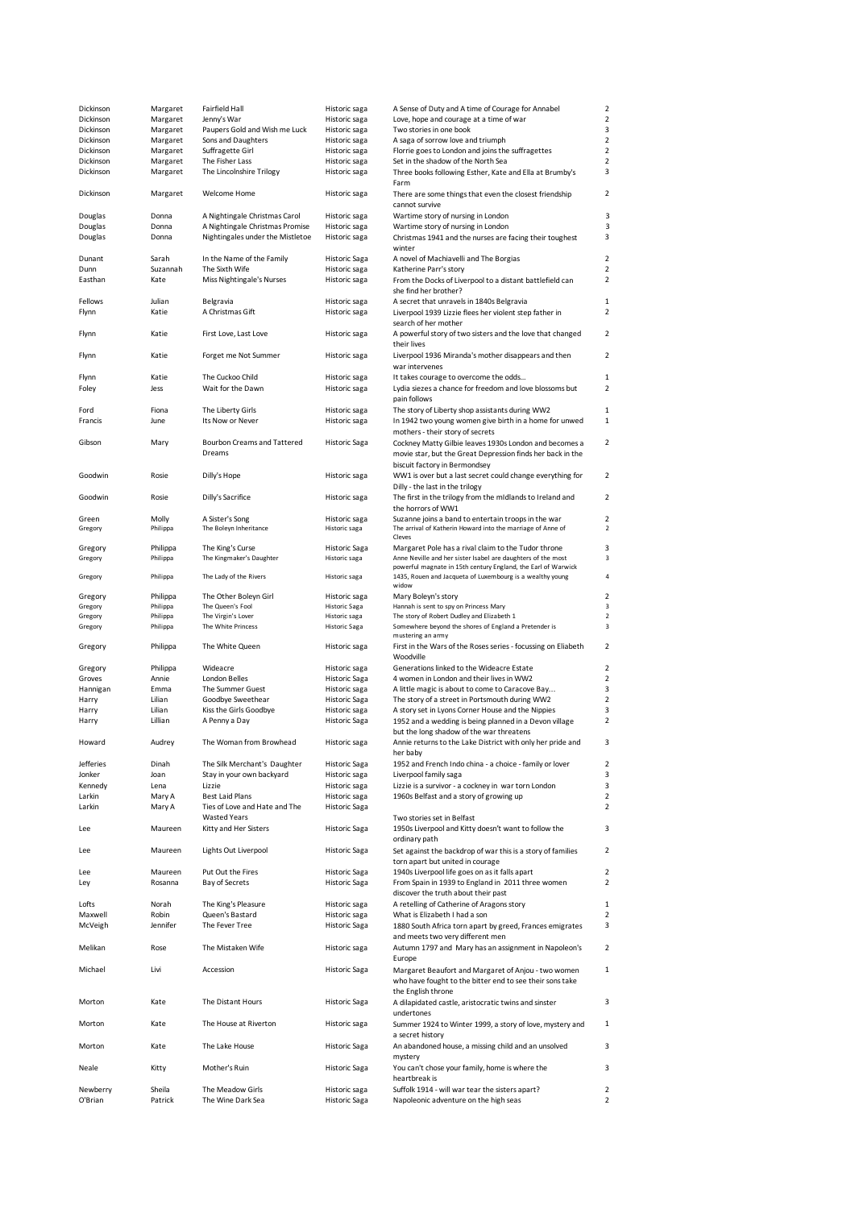| Dickinson | Margaret | Fairfield Hall | Historic saga | A Sense of Duty and A time of Courage for Annabel | 2 |
|---|---|---|---|---|---|
| Dickinson | Margaret | Jenny's War | Historic saga | Love, hope and courage at a time of war | 2 |
| Dickinson | Margaret | Paupers Gold and Wish me Luck | Historic saga | Two stories in one book | 3 |
| Dickinson | Margaret | Sons and Daughters | Historic saga | A saga of sorrow love and triumph | 2 |
| Dickinson | Margaret | Suffragette Girl | Historic saga | Florrie goes to London and joins the suffragettes | 2 |
| Dickinson | Margaret | The Fisher Lass | Historic saga | Set in the shadow of the North Sea | 2 |
| Dickinson | Margaret | The Lincolnshire Trilogy | Historic saga | Three books following Esther, Kate and Ella at Brumby's Farm | 3 |
| Dickinson | Margaret | Welcome Home | Historic saga | There are some things that even the closest friendship cannot survive | 2 |
| Douglas | Donna | A Nightingale Christmas Carol | Historic saga | Wartime story of nursing in London | 3 |
| Douglas | Donna | A Nightingale Christmas Promise | Historic saga | Wartime story of nursing in London | 3 |
| Douglas | Donna | Nightingales under the Mistletoe | Historic saga | Christmas 1941 and the nurses are facing their toughest winter | 3 |
| Dunant | Sarah | In the Name of the Family | Historic Saga | A novel of Machiavelli and The Borgias | 2 |
| Dunn | Suzannah | The Sixth Wife | Historic saga | Katherine Parr's story | 2 |
| Easthan | Kate | Miss Nightingale's Nurses | Historic saga | From the Docks of Liverpool to a distant battlefield can she find her brother? | 2 |
| Fellows | Julian | Belgravia | Historic saga | A secret that unravels in 1840s Belgravia | 1 |
| Flynn | Katie | A Christmas Gift | Historic saga | Liverpool 1939 Lizzie flees her violent step father in search of her mother | 2 |
| Flynn | Katie | First Love, Last Love | Historic saga | A powerful story of two sisters and the love that changed their lives | 2 |
| Flynn | Katie | Forget me Not Summer | Historic saga | Liverpool 1936 Miranda's mother disappears and then war intervenes | 2 |
| Flynn | Katie | The Cuckoo Child | Historic saga | It takes courage to overcome the odds... | 1 |
| Foley | Jess | Wait for the Dawn | Historic saga | Lydia siezes a chance for freedom and love blossoms but pain follows | 2 |
| Ford | Fiona | The Liberty Girls | Historic saga | The story of Liberty shop assistants during WW2 | 1 |
| Francis | June | Its Now or Never | Historic saga | In 1942 two young women give birth in a home for unwed mothers - their story of secrets | 1 |
| Gibson | Mary | Bourbon Creams and Tattered Dreams | Historic Saga | Cockney Matty Gilbie leaves 1930s London and becomes a movie star, but the Great Depression finds her back in the biscuit factory in Bermondsey | 2 |
| Goodwin | Rosie | Dilly's Hope | Historic saga | WW1 is over but a last secret could change everything for Dilly - the last in the trilogy | 2 |
| Goodwin | Rosie | Dilly's Sacrifice | Historic saga | The first in the trilogy from the mIdlands to Ireland and the horrors of WW1 | 2 |
| Green | Molly | A Sister's Song | Historic saga | Suzanne joins a band to entertain troops in the war | 2 |
| Gregory | Philippa | The Boleyn Inheritance | Historic saga | The arrival of Katherin Howard into the marriage of Anne of Cleves | 2 |
| Gregory | Philippa | The King's Curse | Historic Saga | Margaret Pole has a rival claim to the Tudor throne | 3 |
| Gregory | Philippa | The Kingmaker's Daughter | Historic saga | Anne Neville and her sister Isabel are daughters of the most powerful magnate in 15th century England, the Earl of Warwick | 3 |
| Gregory | Philippa | The Lady of the Rivers | Historic saga | 1435, Rouen and Jacqueta of Luxembourg is a wealthy young widow | 4 |
| Gregory | Philippa | The Other Boleyn Girl | Historic saga | Mary Boleyn's story | 2 |
| Gregory | Philippa | The Queen's Fool | Historic Saga | Hannah is sent to spy on Princess Mary | 3 |
| Gregory | Philippa | The Virgin's Lover | Historic saga | The story of Robert Dudley and Elizabeth 1 | 2 |
| Gregory | Philippa | The White Princess | Historic Saga | Somewhere beyond the shores of England a Pretender is mustering an army | 3 |
| Gregory | Philippa | The White Queen | Historic saga | First in the Wars of the Roses series - focussing on Eliabeth Woodville | 2 |
| Gregory | Philippa | Wideacre | Historic saga | Generations linked to the Wideacre Estate | 2 |
| Groves | Annie | London Belles | Historic Saga | 4 women in London and their lives in WW2 | 2 |
| Hannigan | Emma | The Summer Guest | Historic saga | A little magic is about to come to Caracove Bay... | 3 |
| Harry | Lilian | Goodbye Sweethear | Historic Saga | The story of a street in Portsmouth during WW2 | 2 |
| Harry | Lilian | Kiss the Girls Goodbye | Historic saga | A story set in Lyons Corner House and the Nippies | 3 |
| Harry | Lillian | A Penny a Day | Historic Saga | 1952 and a wedding is being planned in a Devon village but the long shadow of the war threatens | 2 |
| Howard | Audrey | The Woman from Browhead | Historic saga | Annie returns to the Lake District with only her pride and her baby | 3 |
| Jefferies | Dinah | The Silk Merchant's Daughter | Historic Saga | 1952 and French Indo china - a choice - family or lover | 2 |
| Jonker | Joan | Stay in your own backyard | Historic saga | Liverpool family saga | 3 |
| Kennedy | Lena | Lizzie | Historic saga | Lizzie is a survivor - a cockney in war torn London | 3 |
| Larkin | Mary A | Best Laid Plans | Historic saga | 1960s Belfast and a story of growing up | 2 |
| Larkin | Mary A | Ties of Love and Hate and The Wasted Years | Historic Saga | Two stories set in Belfast | 2 |
| Lee | Maureen | Kitty and Her Sisters | Historic Saga | 1950s Liverpool and Kitty doesn't want to follow the ordinary path | 3 |
| Lee | Maureen | Lights Out Liverpool | Historic Saga | Set against the backdrop of war this is a story of families torn apart but united in courage | 2 |
| Lee | Maureen | Put Out the Fires | Historic Saga | 1940s Liverpool life goes on as it falls apart | 2 |
| Ley | Rosanna | Bay of Secrets | Historic Saga | From Spain in 1939 to England in 2011 three women discover the truth about their past | 2 |
| Lofts | Norah | The King's Pleasure | Historic saga | A retelling of Catherine of Aragons story | 1 |
| Maxwell | Robin | Queen's Bastard | Historic saga | What is Elizabeth I had a son | 2 |
| McVeigh | Jennifer | The Fever Tree | Historic Saga | 1880 South Africa torn apart by greed, Frances emigrates and meets two very different men | 3 |
| Melikan | Rose | The Mistaken Wife | Historic saga | Autumn 1797 and Mary has an assignment in Napoleon's Europe | 2 |
| Michael | Livi | Accession | Historic Saga | Margaret Beaufort and Margaret of Anjou - two women who have fought to the bitter end to see their sons take the English throne | 1 |
| Morton | Kate | The Distant Hours | Historic Saga | A dilapidated castle, aristocratic twins and sinster undertones | 3 |
| Morton | Kate | The House at Riverton | Historic saga | Summer 1924 to Winter 1999, a story of love, mystery and a secret history | 1 |
| Morton | Kate | The Lake House | Historic Saga | An abandoned house, a missing child and an unsolved mystery | 3 |
| Neale | Kitty | Mother's Ruin | Historic Saga | You can't chose your family, home is where the heartbreak is | 3 |
| Newberry | Sheila | The Meadow Girls | Historic saga | Suffolk 1914 - will war tear the sisters apart? | 2 |
| O'Brian | Patrick | The Wine Dark Sea | Historic Saga | Napoleonic adventure on the high seas | 2 |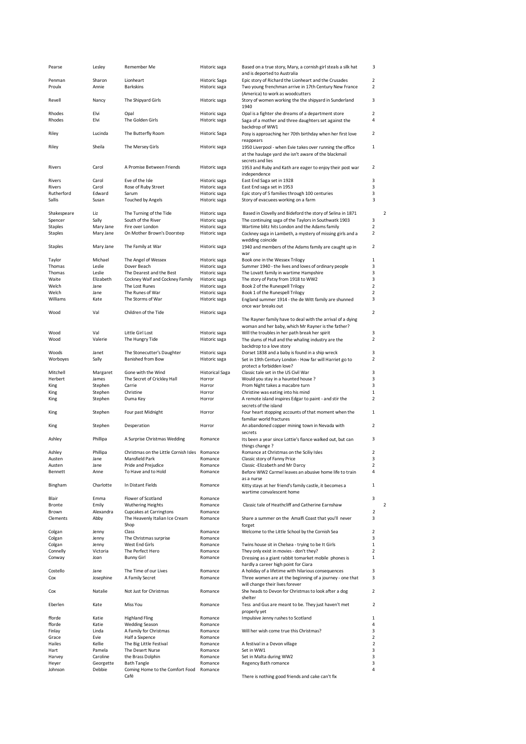| | | | | | | |
|---|---|---|---|---|---|---|
| Pearse | Lesley | Remember Me | Historic saga | Based on a true story, Mary, a cornish girl steals a silk hat and is deported to Australia | 3 | |
| Penman | Sharon | Lionheart | Historic Saga | Epic story of Richard the Lionheart and the Crusades | 2 | |
| Proulx | Annie | Barkskins | Historic saga | Two young frenchman arrive in 17th Century New France (America) to work as woodcutters | 2 | |
| Revell | Nancy | The Shipyard Girls | Historic saga | Story of women working the the shipyard in Sunderland 1940 | 3 | |
| Rhodes | Elvi | Opal | Historic saga | Opal is a fighter she dreams of a department store | 2 | |
| Rhodes | Elvi | The Golden Girls | Historic saga | Saga of a mother and three daughters set against the backdrop of WW1 | 4 | |
| Riley | Lucinda | The Butterfly Room | Historic Saga | Posy is approaching her 70th birthday when her first love reappears | 2 | |
| Riley | Sheila | The Mersey Girls | Historic saga | 1950 Liverpool - when Evie takes over running the office at the haulage yard she isn't aware of the blackmail secrets and lies | 1 | |
| Rivers | Carol | A Promise Between Friends | Historic saga | 1953 and Ruby and Kath are eager to enjoy their post war independence | 2 | |
| Rivers | Carol | Eve of the Isle | Historic saga | East End Saga set in 1928 | 3 | |
| Rivers | Carol | Rose of Ruby Street | Historic saga | East End saga set in 1953 | 3 | |
| Rutherford | Edward | Sarum | Historic saga | Epic story of 5 families through 100 centuries | 3 | |
| Sallis | Susan | Touched by Angels | Historic saga | Story of evacuees working on a farm | 3 | |
| Shakespeare | Liz | The Turning of the Tide | Historic saga | Based in Clovelly and Bideford the story of Selina in 1871 | | 2 |
| Spencer | Sally | South of the River | Historic saga | The continuing saga of the Taylors in Southwatk 1903 | 3 | |
| Staples | Mary Jane | Fire over London | Historic saga | Wartime blitz hits London and the Adams family | 2 | |
| Staples | Mary Jane | On Mother Brown's Doorstep | Historic saga | Cockney saga in Lambeth, a mystery of missing girls and a wedding coincide | 2 | |
| Staples | Mary Jane | The Family at War | Historic saga | 1940 and members of the Adams family are caught up in war | 2 | |
| Taylor | Michael | The Angel of Wessex | Historic saga | Book one in the Wessex Trilogy | 1 | |
| Thomas | Leslie | Dover Beach | Historic saga | Summer 1940 - the lives and loves of ordinary people | 3 | |
| Thomas | Leslie | The Dearest and the Best | Historic saga | The Lovatt family in wartime Hampshire | 3 | |
| Waite | Elizabeth | Cockney Waif and Cockney Family | Historic saga | The story of Patsy from 1918 to WW2 | 3 | |
| Welch | Jane | The Lost Runes | Historic saga | Book 2 of the Runespell Trilogy | 2 | |
| Welch | Jane | The Runes of War | Historic saga | Book 1 of the Runespell Trilogy | 2 | |
| Williams | Kate | The Storms of War | Historic saga | England summer 1914 - the de Witt family are shunned once war breaks out | 3 | |
| Wood | Val | Children of the Tide | Historic saga | The Rayner family have to deal with the arrival of a dying woman and her baby, which Mr Rayner is the father? | 2 | |
| Wood | Val | Little Girl Lost | Historic saga | Will the troubles in her path break her spirit | 3 | |
| Wood | Valerie | The Hungry Tide | Historic saga | The slums of Hull and the whaling industry are the backdrop to a love story | 2 | |
| Woods | Janet | The Stonecutter's Daughter | Historic saga | Dorset 1838 and a baby is found in a ship wreck | 3 | |
| Worboyes | Sally | Banished from Bow | Historic saga | Set in 19th Century London - How far will Harriet go to protect a forbidden love? | 2 | |
| Mitchell | Margaret | Gone with the Wind | Historical Saga | Classic tale set in the US Civil War | 3 | |
| Herbert | James | The Secret of Crickley Hall | Horror | Would you stay in a haunted house ? | 3 | |
| King | Stephen | Carrie | Horror | Prom Night takes a macabre turn | 3 | |
| King | Stephen | Christine | Horror | Christine was eating into his mind | 1 | |
| King | Stephen | Duma Key | Horror | A remote island inspires Edgar to paint - and stir the secrets of the island | 2 | |
| King | Stephen | Four past Midnight | Horror | Four heart stopping accounts of that moment when the familiar world fractures | 1 | |
| King | Stephen | Desperation | Horror | An abandoned copper mining town in Nevada with secrets | 2 | |
| Ashley | Phillipa | A Surprise Christmas Wedding | Romance | Its been a year since Lottie's fiance walked out, but can things change ? | 3 | |
| Ashley | Phillipa | Christmas on the Little Cornish Isles | Romance | Romance at Christmas on the Scilly Isles | 2 | |
| Austen | Jane | Mansfield Park | Romance | Classic story of Fanny Price | 3 | |
| Austen | Jane | Pride and Prejudice | Romance | Classic -Elizabeth and Mr Darcy | 2 | |
| Bennett | Anne | To Have and to Hold | Romance | Before WW2 Carmel leaves an abusive home life to train as a nurse | 4 | |
| Bingham | Charlotte | In Distant Fields | Romance | Kitty stays at her friend's family castle, it becomes a wartime convalescent home | 1 | |
| Blair | Emma | Flower of Scotland | Romance | | 3 | |
| Bronte | Emily | Wuthering Heights | Romance | Classic tale of Heathcliff and Catherine Earnshaw | | 2 |
| Brown | Alexandra | Cupcakes at Carringtons | Romance | | 2 | |
| Clements | Abby | The Heavenly Italian Ice Cream Shop | Romance | Share a summer on the Amalfi Coast that you'll never forget | 3 | |
| Colgan | Jenny | Class | Romance | Welcome to the Little School by the Cornish Sea | 2 | |
| Colgan | Jenny | The Christmas surprise | Romance | | 3 | |
| Colgan | Jenny | West End Girls | Romance | Twins house sit in Chelsea - trying to be It Girls | 1 | |
| Connelly | Victoria | The Perfect Hero | Romance | They only exist in movies - don't they? | 2 | |
| Conway | Joan | Bunny Girl | Romance | Dressing as a giant rabbit tomarket mobile phones is hardly a career high point for Ciara | 1 | |
| Costello | Jane | The Time of our Lives | Romance | A holiday of a lifetime with hilarious consequences | 3 | |
| Cox | Josephine | A Family Secret | Romance | Three women are at the beginning of a journey - one that will change their lives forever | 3 | |
| Cox | Natalie | Not Just for Christmas | Romance | She heads to Devon for Christmas to look after a dog shelter | 2 | |
| Eberlen | Kate | Miss You | Romance | Tess and Gus are meant to be. They just haven't met properly yet | 2 | |
| fforde | Katie | Highland Fling | Romance | Impulsive Jenny rushes to Scotland | 1 | |
| fforde | Katie | Wedding Season | Romance | | 4 | |
| Finlay | Linda | A Family for Christmas | Romance | Will her wish come true this Christmas? | 3 | |
| Grace | Evie | Half a Sixpence | Romance | | 2 | |
| Hailes | Kellie | The Big Little Festival | Romance | A festival in a Devon village | 2 | |
| Hart | Pamela | The Desert Nurse | Romance | Set in WW1 | 3 | |
| Harvey | Caroline | the Brass Dolphin | Romance | Set in Malta during WW2 | 3 | |
| Heyer | Georgette | Bath Tangle | Romance | Regency Bath romance | 3 | |
| Johnson | Debbie | Coming Home to the Comfort Food Café | Romance | There is nothing good friends and cake can't fix | 4 | |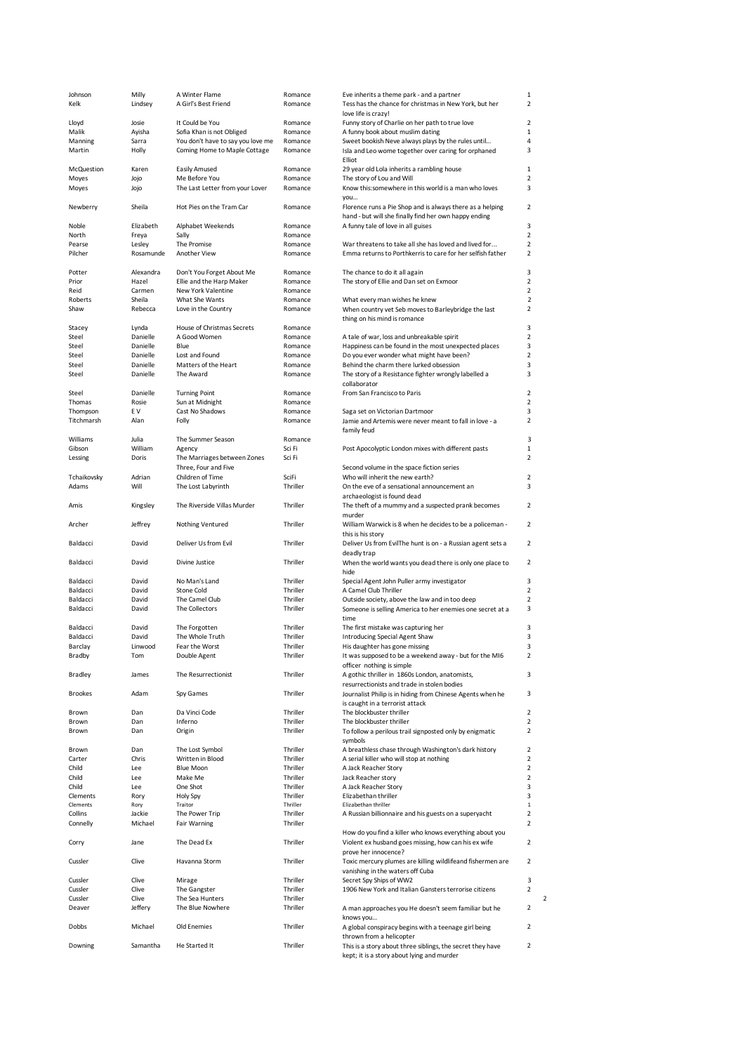| | | | | | |
|---|---|---|---|---|---|
| Johnson | Milly | A Winter Flame | Romance | Eve inherits a theme park - and a partner | 1 |
| Kelk | Lindsey | A Girl's Best Friend | Romance | Tess has the chance for christmas in New York, but her love life is crazy! | 2 |
| Lloyd | Josie | It Could be You | Romance | Funny story of Charlie on her path to true love | 2 |
| Malik | Ayisha | Sofia Khan is not Obliged | Romance | A funny book about muslim dating | 1 |
| Manning | Sarra | You don't have to say you love me | Romance | Sweet bookish Neve always plays by the rules until… | 4 |
| Martin | Holly | Coming Home to Maple Cottage | Romance | Isla and Leo wome together over caring for orphaned Elliot | 3 |
| McQuestion | Karen | Easily Amused | Romance | 29 year old Lola inherits a rambling house | 1 |
| Moyes | Jojo | Me Before You | Romance | The story of Lou and Will | 2 |
| Moyes | Jojo | The Last Letter from your Lover | Romance | Know this:somewhere in this world is a man who loves you… | 3 |
| Newberry | Sheila | Hot Pies on the Tram Car | Romance | Florence runs a Pie Shop and is always there as a helping hand - but will she finally find her own happy ending | 2 |
| Noble | Elizabeth | Alphabet Weekends | Romance | A funny tale of love in all guises | 3 |
| North | Freya | Sally | Romance | | 2 |
| Pearse | Lesley | The Promise | Romance | War threatens to take all she has loved and lived for… | 2 |
| Pilcher | Rosamunde | Another View | Romance | Emma returns to Porthkerris to care for her selfish father | 2 |
| Potter | Alexandra | Don't You Forget About Me | Romance | The chance to do it all again | 3 |
| Prior | Hazel | Ellie and the Harp Maker | Romance | The story of Ellie and Dan set on Exmoor | 2 |
| Reid | Carmen | New York Valentine | Romance | | 2 |
| Roberts | Sheila | What She Wants | Romance | What every man wishes he knew | 2 |
| Shaw | Rebecca | Love in the Country | Romance | When country vet Seb moves to Barleybridge the last thing on his mind is romance | 2 |
| Stacey | Lynda | House of Christmas Secrets | Romance | | 3 |
| Steel | Danielle | A Good Women | Romance | A tale of war, loss and unbreakable spirit | 2 |
| Steel | Danielle | Blue | Romance | Happiness can be found in the most unexpected places | 3 |
| Steel | Danielle | Lost and Found | Romance | Do you ever wonder what might have been? | 2 |
| Steel | Danielle | Matters of the Heart | Romance | Behind the charm there lurked obsession | 3 |
| Steel | Danielle | The Award | Romance | The story of a Resistance fighter wrongly labelled a collaborator | 3 |
| Steel | Danielle | Turning Point | Romance | From San Francisco to Paris | 2 |
| Thomas | Rosie | Sun at Midnight | Romance | | 2 |
| Thompson | E V | Cast No Shadows | Romance | Saga set on Victorian Dartmoor | 3 |
| Titchmarsh | Alan | Folly | Romance | Jamie and Artemis were never meant to fall in love - a family feud | 2 |
| Williams | Julia | The Summer Season | Romance | | 3 |
| Gibson | William | Agency | Sci Fi | Post Apocolyptic London mixes with different pasts | 1 |
| Lessing | Doris | The Marriages between Zones Three, Four and Five | Sci Fi | Second volume in the space fiction series | 2 |
| Tchaikovsky | Adrian | Children of Time | SciFi | Who will inherit the new earth? | 2 |
| Adams | Will | The Lost Labyrinth | Thriller | On the eve of a sensational announcement an archaeologist is found dead | 3 |
| Amis | Kingsley | The Riverside Villas Murder | Thriller | The theft of a mummy and a suspected prank becomes murder | 2 |
| Archer | Jeffrey | Nothing Ventured | Thriller | William Warwick is 8 when he decides to be a policeman - this is his story | 2 |
| Baldacci | David | Deliver Us from Evil | Thriller | Deliver Us from EvilThe hunt is on - a Russian agent sets a deadly trap | 2 |
| Baldacci | David | Divine Justice | Thriller | When the world wants you dead there is only one place to hide | 2 |
| Baldacci | David | No Man's Land | Thriller | Special Agent John Puller army investigator | 3 |
| Baldacci | David | Stone Cold | Thriller | A Camel Club Thriller | 2 |
| Baldacci | David | The Camel Club | Thriller | Outside society, above the law and in too deep | 2 |
| Baldacci | David | The Collectors | Thriller | Someone is selling America to her enemies one secret at a time | 3 |
| Baldacci | David | The Forgotten | Thriller | The first mistake was capturing her | 3 |
| Baldacci | David | The Whole Truth | Thriller | Introducing Special Agent Shaw | 3 |
| Barclay | Linwood | Fear the Worst | Thriller | His daughter has gone missing | 3 |
| Bradby | Tom | Double Agent | Thriller | It was supposed to be a weekend away - but for the MI6 officer nothing is simple | 2 |
| Bradley | James | The Resurrectionist | Thriller | A gothic thriller in 1860s London, anatomists, resurrectionists and trade in stolen bodies | 3 |
| Brookes | Adam | Spy Games | Thriller | Journalist Philip is in hiding from Chinese Agents when he is caught in a terrorist attack | 3 |
| Brown | Dan | Da Vinci Code | Thriller | The blockbuster thriller | 2 |
| Brown | Dan | Inferno | Thriller | The blockbuster thriller | 2 |
| Brown | Dan | Origin | Thriller | To follow a perilous trail signposted only by enigmatic symbols | 2 |
| Brown | Dan | The Lost Symbol | Thriller | A breathless chase through Washington's dark history | 2 |
| Carter | Chris | Written in Blood | Thriller | A serial killer who will stop at nothing | 2 |
| Child | Lee | Blue Moon | Thriller | A Jack Reacher Story | 2 |
| Child | Lee | Make Me | Thriller | Jack Reacher story | 2 |
| Child | Lee | One Shot | Thriller | A Jack Reacher Story | 3 |
| Clements | Rory | Holy Spy | Thriller | Elizabethan thriller | 3 |
| Clements | Rory | Traitor | Thriller | Elizabethan thriller | 1 |
| Collins | Jackie | The Power Trip | Thriller | A Russian billionnaire and his guests on a superyacht | 2 |
| Connelly | Michael | Fair Warning | Thriller | How do you find a killer who knows everything about you | 2 |
| Corry | Jane | The Dead Ex | Thriller | Violent ex husband goes missing, how can his ex wife prove her innocence? | 2 |
| Cussler | Clive | Havanna Storm | Thriller | Toxic mercury plumes are killing wildlifeand fishermen are vanishing in the waters off Cuba | 2 |
| Cussler | Clive | Mirage | Thriller | Secret Spy Ships of WW2 | 3 |
| Cussler | Clive | The Gangster | Thriller | 1906 New York and Italian Gansters terrorise citizens | 2 |
| Cussler | Clive | The Sea Hunters | Thriller | | 2 |
| Deaver | Jeffery | The Blue Nowhere | Thriller | A man approaches you He doesn't seem familiar but he knows you… | 2 |
| Dobbs | Michael | Old Enemies | Thriller | A global conspiracy begins with a teenage girl being thrown from a helicopter | 2 |
| Downing | Samantha | He Started It | Thriller | This is a story about three siblings, the secret they have kept; it is a story about lying and murder | 2 |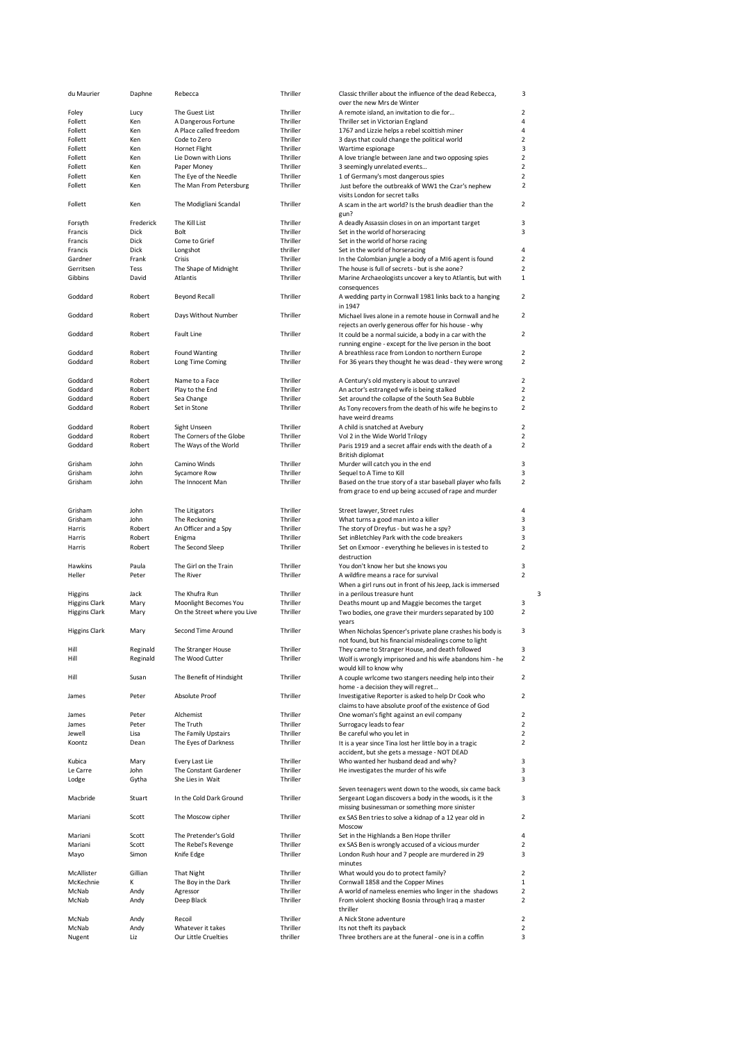| | | | | | |
|---|---|---|---|---|---|
| du Maurier | Daphne | Rebecca | Thriller | Classic thriller about the influence of the dead Rebecca, over the new Mrs de Winter | 3 |
| Foley | Lucy | The Guest List | Thriller | A remote island, an invitation to die for… | 2 |
| Follett | Ken | A Dangerous Fortune | Thriller | Thriller set in Victorian England | 4 |
| Follett | Ken | A Place called freedom | Thriller | 1767 and Lizzie helps a rebel scoittish miner | 4 |
| Follett | Ken | Code to Zero | Thriller | 3 days that could change the political world | 2 |
| Follett | Ken | Hornet Flight | Thriller | Wartime espionage | 3 |
| Follett | Ken | Lie Down with Lions | Thriller | A love triangle between Jane and two opposing spies | 2 |
| Follett | Ken | Paper Money | Thriller | 3 seemingly unrelated events… | 2 |
| Follett | Ken | The Eye of the Needle | Thriller | 1 of Germany's most dangerous spies | 2 |
| Follett | Ken | The Man From Petersburg | Thriller | Just before the outbreakk of WW1 the Czar's nephew visits London for secret talks | 2 |
| Follett | Ken | The Modigliani Scandal | Thriller | A scam in the art world? Is the brush deadlier than the gun? | 2 |
| Forsyth | Frederick | The Kill List | Thriller | A deadly Assassin closes in on an important target | 3 |
| Francis | Dick | Bolt | Thriller | Set in the world of horseracing | 3 |
| Francis | Dick | Come to Grief | Thriller | Set in the world of horse racing | |
| Francis | Dick | Longshot | thriller | Set in the world of horseracing | 4 |
| Gardner | Frank | Crisis | Thriller | In the Colombian jungle a body of a MI6 agent is found | 2 |
| Gerritsen | Tess | The Shape of Midnight | Thriller | The house is full of secrets - but is she aone? | 2 |
| Gibbins | David | Atlantis | Thriller | Marine Archaeologists uncover a key to Atlantis, but with consequences | 1 |
| Goddard | Robert | Beyond Recall | Thriller | A wedding party in Cornwall 1981 links back to a hanging in 1947 | 2 |
| Goddard | Robert | Days Without Number | Thriller | Michael lives alone in a remote house in Cornwall and he rejects an overly generous offer for his house - why | 2 |
| Goddard | Robert | Fault Line | Thriller | It could be a normal suicide, a body in a car with the running engine - except for the live person in the boot | 2 |
| Goddard | Robert | Found Wanting | Thriller | A breathless race from London to northern Europe | 2 |
| Goddard | Robert | Long Time Coming | Thriller | For 36 years they thought he was dead - they were wrong | 2 |
| Goddard | Robert | Name to a Face | Thriller | A Century's old mystery is about to unravel | 2 |
| Goddard | Robert | Play to the End | Thriller | An actor's estranged wife is being stalked | 2 |
| Goddard | Robert | Sea Change | Thriller | Set around the collapse of the South Sea Bubble | 2 |
| Goddard | Robert | Set in Stone | Thriller | As Tony recovers from the death of his wife he begins to have weird dreams | 2 |
| Goddard | Robert | Sight Unseen | Thriller | A child is snatched at Avebury | 2 |
| Goddard | Robert | The Corners of the Globe | Thriller | Vol 2 in the Wide World Trilogy | 2 |
| Goddard | Robert | The Ways of the World | Thriller | Paris 1919 and a secret affair ends with the death of a British diplomat | 2 |
| Grisham | John | Camino Winds | Thriller | Murder will catch you in the end | 3 |
| Grisham | John | Sycamore Row | Thriller | Sequel to A Time to Kill | 3 |
| Grisham | John | The Innocent Man | Thriller | Based on the true story of a star baseball player who falls from grace to end up being accused of rape and murder | 2 |
| Grisham | John | The Litigators | Thriller | Street lawyer, Street rules | 4 |
| Grisham | John | The Reckoning | Thriller | What turns a good man into a killer | 3 |
| Harris | Robert | An Officer and a Spy | Thriller | The story of Dreyfus - but was he a spy? | 3 |
| Harris | Robert | Enigma | Thriller | Set inBletchley Park with the code breakers | 3 |
| Harris | Robert | The Second Sleep | Thriller | Set on Exmoor - everything he believes in is tested to destruction | 2 |
| Hawkins | Paula | The Girl on the Train | Thriller | You don't know her but she knows you | 3 |
| Heller | Peter | The River | Thriller | A wildfire means a race for survival | 2 |
| Higgins | Jack | The Khufra Run | Thriller | When a girl runs out in front of his Jeep, Jack is immersed in a perilous treasure hunt | 3 |
| Higgins Clark | Mary | Moonlight Becomes You | Thriller | Deaths mount up and Maggie becomes the target | 3 |
| Higgins Clark | Mary | On the Street where you Live | Thriller | Two bodies, one grave their murders separated by 100 years | 2 |
| Higgins Clark | Mary | Second Time Around | Thriller | When Nicholas Spencer's private plane crashes his body is not found, but his financial misdealings come to light | 3 |
| Hill | Reginald | The Stranger House | Thriller | They came to Stranger House, and death followed | 3 |
| Hill | Reginald | The Wood Cutter | Thriller | Wolf is wrongly imprisoned and his wife abandons him - he would kill to know why | 2 |
| Hill | Susan | The Benefit of Hindsight | Thriller | A couple wrlcome two stangers needing help into their home - a decision they will regret… | 2 |
| James | Peter | Absolute Proof | Thriller | Investigative Reporter is asked to help Dr Cook who claims to have absolute proof of the existence of God | 2 |
| James | Peter | Alchemist | Thriller | One woman's fight against an evil company | 2 |
| James | Peter | The Truth | Thriller | Surrogacy leads to fear | 2 |
| Jewell | Lisa | The Family Upstairs | Thriller | Be careful who you let in | 2 |
| Koontz | Dean | The Eyes of Darkness | Thriller | It is a year since Tina lost her little boy in a tragic accident, but she gets a message - NOT DEAD | 2 |
| Kubica | Mary | Every Last Lie | Thriller | Who wanted her husband dead and why? | 3 |
| Le Carre | John | The Constant Gardener | Thriller | He investigates the murder of his wife | 3 |
| Lodge | Gytha | She Lies in Wait | Thriller | Seven teenagers went down to the woods, six came back | 3 |
| Macbride | Stuart | In the Cold Dark Ground | Thriller | Sergeant Logan discovers a body in the woods, is it the missing businessman or something more sinister | 3 |
| Mariani | Scott | The Moscow cipher | Thriller | ex SAS Ben tries to solve a kidnap of a 12 year old in Moscow | 2 |
| Mariani | Scott | The Pretender's Gold | Thriller | Set in the Highlands a Ben Hope thriller | 4 |
| Mariani | Scott | The Rebel's Revenge | Thriller | ex SAS Ben is wrongly accused of a vicious murder | 2 |
| Mayo | Simon | Knife Edge | Thriller | London Rush hour and 7 people are murdered in 29 minutes | 3 |
| McAllister | Gillian | That Night | Thriller | What would you do to protect family? | 2 |
| McKechnie | K | The Boy in the Dark | Thriller | Cornwall 1858 and the Copper Mines | 1 |
| McNab | Andy | Agressor | Thriller | A world of nameless enemies who linger in the shadows | 2 |
| McNab | Andy | Deep Black | Thriller | From violent shocking Bosnia through Iraq a master thriller | 2 |
| McNab | Andy | Recoil | Thriller | A Nick Stone adventure | 2 |
| McNab | Andy | Whatever it takes | Thriller | Its not theft its payback | 2 |
| Nugent | Liz | Our Little Cruelties | thriller | Three brothers are at the funeral - one is in a coffin | 3 |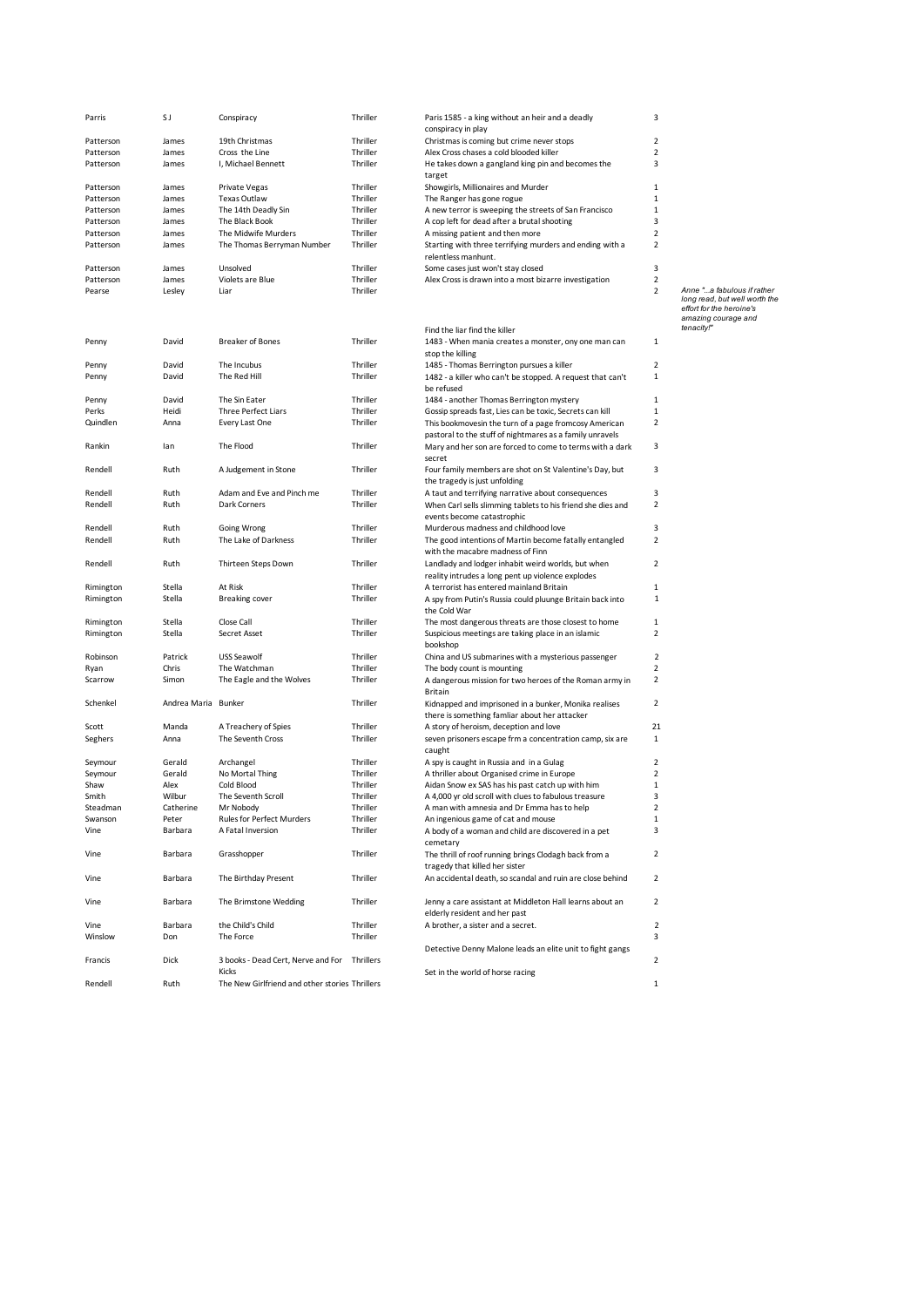| | | | | | | |
|---|---|---|---|---|---|---|
| Parris | S J | Conspiracy | Thriller | Paris 1585 - a king without an heir and a deadly conspiracy in play | 3 | |
| Patterson | James | 19th Christmas | Thriller | Christmas is coming but crime never stops | 2 | |
| Patterson | James | Cross the Line | Thriller | Alex Cross chases a cold blooded killer | 2 | |
| Patterson | James | I, Michael Bennett | Thriller | He takes down a gangland king pin and becomes the target | 3 | |
| Patterson | James | Private Vegas | Thriller | Showgirls, Millionaires and Murder | 1 | |
| Patterson | James | Texas Outlaw | Thriller | The Ranger has gone rogue | 1 | |
| Patterson | James | The 14th Deadly Sin | Thriller | A new terror is sweeping the streets of San Francisco | 1 | |
| Patterson | James | The Black Book | Thriller | A cop left for dead after a brutal shooting | 3 | |
| Patterson | James | The Midwife Murders | Thriller | A missing patient and then more | 2 | |
| Patterson | James | The Thomas Berryman Number | Thriller | Starting with three terrifying murders and ending with a relentless manhunt. | 2 | |
| Patterson | James | Unsolved | Thriller | Some cases just won't stay closed | 3 | |
| Patterson | James | Violets are Blue | Thriller | Alex Cross is drawn into a most bizarre investigation | 2 | |
| Pearse | Lesley | Liar | Thriller | Find the liar find the killer | 2 | *Anne "...a fabulous if rather long read, but well worth the effort for the heroine's amazing courage and tenacity!"* |
| Penny | David | Breaker of Bones | Thriller | 1483 - When mania creates a monster, ony one man can stop the killing | 1 | |
| Penny | David | The Incubus | Thriller | 1485 - Thomas Berrington pursues a killer | 2 | |
| Penny | David | The Red Hill | Thriller | 1482 - a killer who can't be stopped. A request that can't be refused | 1 | |
| Penny | David | The Sin Eater | Thriller | 1484 - another Thomas Berrington mystery | 1 | |
| Perks | Heidi | Three Perfect Liars | Thriller | Gossip spreads fast, Lies can be toxic, Secrets can kill | 1 | |
| Quindlen | Anna | Every Last One | Thriller | This bookmovesin the turn of a page fromcosy American pastoral to the stuff of nightmares as a family unravels | 2 | |
| Rankin | Ian | The Flood | Thriller | Mary and her son are forced to come to terms with a dark secret | 3 | |
| Rendell | Ruth | A Judgement in Stone | Thriller | Four family members are shot on St Valentine's Day, but the tragedy is just unfolding | 3 | |
| Rendell | Ruth | Adam and Eve and Pinch me | Thriller | A taut and terrifying narrative about consequences | 3 | |
| Rendell | Ruth | Dark Corners | Thriller | When Carl sells slimming tablets to his friend she dies and events become catastrophic | 2 | |
| Rendell | Ruth | Going Wrong | Thriller | Murderous madness and childhood love | 3 | |
| Rendell | Ruth | The Lake of Darkness | Thriller | The good intentions of Martin become fatally entangled with the macabre madness of Finn | 2 | |
| Rendell | Ruth | Thirteen Steps Down | Thriller | Landlady and lodger inhabit weird worlds, but when reality intrudes a long pent up violence explodes | 2 | |
| Rimington | Stella | At Risk | Thriller | A terrorist has entered mainland Britain | 1 | |
| Rimington | Stella | Breaking cover | Thriller | A spy from Putin's Russia could pluunge Britain back into the Cold War | 1 | |
| Rimington | Stella | Close Call | Thriller | The most dangerous threats are those closest to home | 1 | |
| Rimington | Stella | Secret Asset | Thriller | Suspicious meetings are taking place in an islamic bookshop | 2 | |
| Robinson | Patrick | USS Seawolf | Thriller | China and US submarines with a mysterious passenger | 2 | |
| Ryan | Chris | The Watchman | Thriller | The body count is mounting | 2 | |
| Scarrow | Simon | The Eagle and the Wolves | Thriller | A dangerous mission for two heroes of the Roman army in Britain | 2 | |
| Schenkel | Andrea Maria | Bunker | Thriller | Kidnapped and imprisoned in a bunker, Monika realises there is something famliar about her attacker | 2 | |
| Scott | Manda | A Treachery of Spies | Thriller | A story of heroism, deception and love | 21 | |
| Seghers | Anna | The Seventh Cross | Thriller | seven prisoners escape frm a concentration camp, six are caught | 1 | |
| Seymour | Gerald | Archangel | Thriller | A spy is caught in Russia and in a Gulag | 2 | |
| Seymour | Gerald | No Mortal Thing | Thriller | A thriller about Organised crime in Europe | 2 | |
| Shaw | Alex | Cold Blood | Thriller | Aidan Snow ex SAS has his past catch up with him | 1 | |
| Smith | Wilbur | The Seventh Scroll | Thriller | A 4,000 yr old scroll with clues to fabulous treasure | 3 | |
| Steadman | Catherine | Mr Nobody | Thriller | A man with amnesia and Dr Emma has to help | 2 | |
| Swanson | Peter | Rules for Perfect Murders | Thriller | An ingenious game of cat and mouse | 1 | |
| Vine | Barbara | A Fatal Inversion | Thriller | A body of a woman and child are discovered in a pet cemetary | 3 | |
| Vine | Barbara | Grasshopper | Thriller | The thrill of roof running brings Clodagh back from a tragedy that killed her sister | 2 | |
| Vine | Barbara | The Birthday Present | Thriller | An accidental death, so scandal and ruin are close behind | 2 | |
| Vine | Barbara | The Brimstone Wedding | Thriller | Jenny a care assistant at Middleton Hall learns about an elderly resident and her past | 2 | |
| Vine | Barbara | the Child's Child | Thriller | A brother, a sister and a secret. | 2 | |
| Winslow | Don | The Force | Thriller | Detective Denny Malone leads an elite unit to fight gangs | 3 | |
| Francis | Dick | 3 books - Dead Cert, Nerve and For Kicks | Thrillers | Set in the world of horse racing | 2 | |
| Rendell | Ruth | The New Girlfriend and other stories | Thrillers | | 1 | |